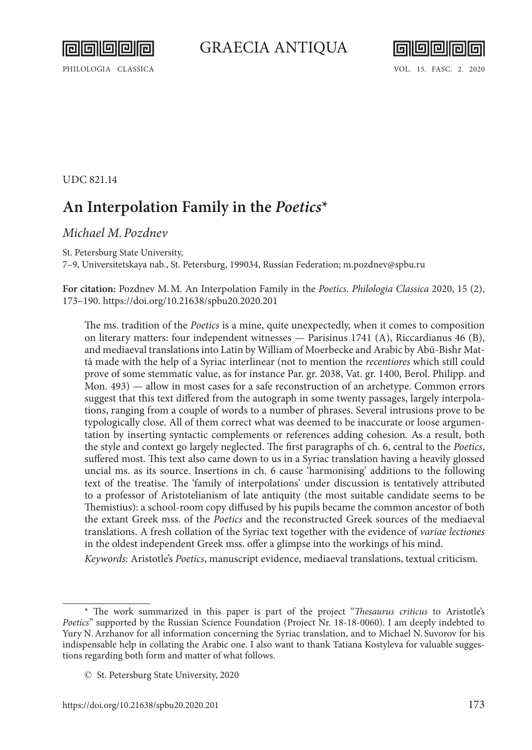UDC 821.14

# An Interpolation Family in the *Poetics**

*Michael M. Pozdnev*

St. Petersburg State University,
7–9, Universitetskaya nab., St. Petersburg, 199034, Russian Federation; m.pozdnev@spbu.ru

**For citation:** Pozdnev M. M. An Interpolation Family in the *Poetics. Philologia Classica* 2020, 15 (2), 173–190. https://doi.org/10.21638/spbu20.2020.201

The ms. tradition of the *Poetics* is a mine, quite unexpectedly, when it comes to composition on literary matters: four independent witnesses — Parisinus 1741 (A), Riccardianus 46 (B), and mediaeval translations into Latin by William of Moerbecke and Arabic by Abū-Bishr Mattā made with the help of a Syriac interlinear (not to mention the *recentiores* which still could prove of some stemmatic value, as for instance Par. gr. 2038, Vat. gr. 1400, Berol. Philipp. and Mon. 493) — allow in most cases for a safe reconstruction of an archetype. Common errors suggest that this text differed from the autograph in some twenty passages, largely interpolations, ranging from a couple of words to a number of phrases. Several intrusions prove to be typologically close. All of them correct what was deemed to be inaccurate or loose argumentation by inserting syntactic complements or references adding cohesion. As a result, both the style and context go largely neglected. The first paragraphs of ch. 6, central to the *Poetics*, suffered most. This text also came down to us in a Syriac translation having a heavily glossed uncial ms. as its source. Insertions in ch. 6 cause 'harmonising' additions to the following text of the treatise. The 'family of interpolations' under discussion is tentatively attributed to a professor of Aristotelianism of late antiquity (the most suitable candidate seems to be Themistius): a school-room copy diffused by his pupils became the common ancestor of both the extant Greek mss. of the *Poetics* and the reconstructed Greek sources of the mediaeval translations. A fresh collation of the Syriac text together with the evidence of *variae lectiones* in the oldest independent Greek mss. offer a glimpse into the workings of his mind.

*Keywords*: Aristotle's *Poetics*, manuscript evidence, mediaeval translations, textual criticism.

---

\* The work summarized in this paper is part of the project "*Thesaurus criticus* to Aristotle's *Poetics*" supported by the Russian Science Foundation (Project Nr. 18-18-0060). I am deeply indebted to Yury N. Arzhanov for all information concerning the Syriac translation, and to Michael N. Suvorov for his indispensable help in collating the Arabic one. I also want to thank Tatiana Kostyleva for valuable suggestions regarding both form and matter of what follows.

© St. Petersburg State University, 2020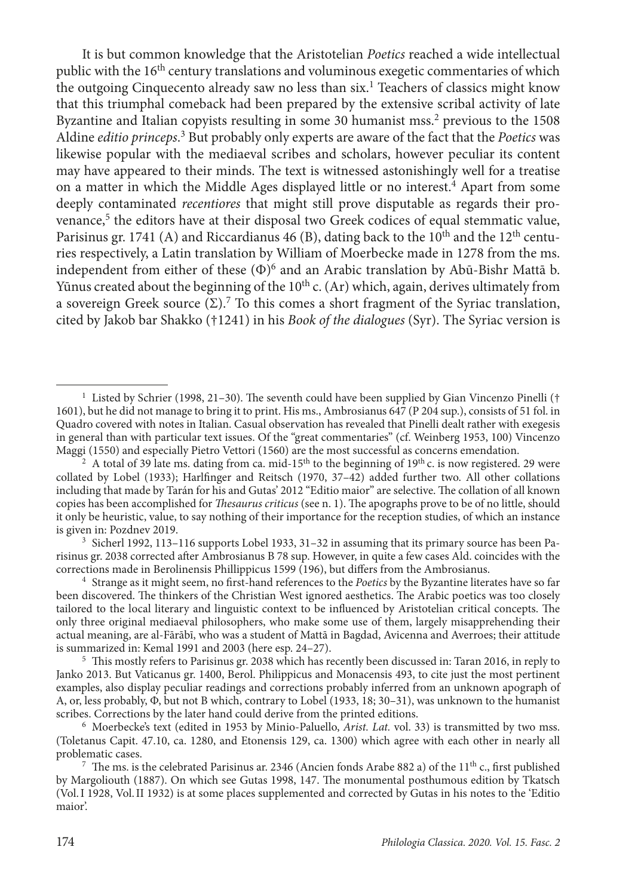It is but common knowledge that the Aristotelian *Poetics* reached a wide intellectual public with the 16th century translations and voluminous exegetic commentaries of which the outgoing Cinquecento already saw no less than six.[1] Teachers of classics might know that this triumphal comeback had been prepared by the extensive scribal activity of late Byzantine and Italian copyists resulting in some 30 humanist mss.[2] previous to the 1508 Aldine *editio princeps*.[3] But probably only experts are aware of the fact that the *Poetics* was likewise popular with the mediaeval scribes and scholars, however peculiar its content may have appeared to their minds. The text is witnessed astonishingly well for a treatise on a matter in which the Middle Ages displayed little or no interest.[4] Apart from some deeply contaminated *recentiores* that might still prove disputable as regards their provenance,[5] the editors have at their disposal two Greek codices of equal stemmatic value, Parisinus gr. 1741 (A) and Riccardianus 46 (B), dating back to the 10th and the 12th centuries respectively, a Latin translation by William of Moerbecke made in 1278 from the ms. independent from either of these (Φ)[6] and an Arabic translation by Abū-Bishr Mattā b. Yūnus created about the beginning of the 10th c. (Ar) which, again, derives ultimately from a sovereign Greek source (Σ).[7] To this comes a short fragment of the Syriac translation, cited by Jakob bar Shakko (†1241) in his *Book of the dialogues* (Syr). The Syriac version is

---

[1] Listed by Schrier (1998, 21–30). The seventh could have been supplied by Gian Vincenzo Pinelli († 1601), but he did not manage to bring it to print. His ms., Ambrosianus 647 (P 204 sup.), consists of 51 fol. in Quadro covered with notes in Italian. Casual observation has revealed that Pinelli dealt rather with exegesis in general than with particular text issues. Of the "great commentaries" (cf. Weinberg 1953, 100) Vincenzo Maggi (1550) and especially Pietro Vettori (1560) are the most successful as concerns emendation.

[2] A total of 39 late ms. dating from ca. mid-15th to the beginning of 19th c. is now registered. 29 were collated by Lobel (1933); Harlfinger and Reitsch (1970, 37–42) added further two. All other collations including that made by Tarán for his and Gutas' 2012 "Editio maior" are selective. The collation of all known copies has been accomplished for *Thesaurus criticus* (see n. 1). The apographs prove to be of no little, should it only be heuristic, value, to say nothing of their importance for the reception studies, of which an instance is given in: Pozdnev 2019.

[3] Sicherl 1992, 113–116 supports Lobel 1933, 31–32 in assuming that its primary source has been Parisinus gr. 2038 corrected after Ambrosianus B 78 sup. However, in quite a few cases Ald. coincides with the corrections made in Berolinensis Phillippicus 1599 (196), but differs from the Ambrosianus.

[4] Strange as it might seem, no first-hand references to the *Poetics* by the Byzantine literates have so far been discovered. The thinkers of the Christian West ignored aesthetics. The Arabic poetics was too closely tailored to the local literary and linguistic context to be influenced by Aristotelian critical concepts. The only three original mediaeval philosophers, who make some use of them, largely misapprehending their actual meaning, are al-Fārābī, who was a student of Mattā in Bagdad, Avicenna and Averroes; their attitude is summarized in: Kemal 1991 and 2003 (here esp. 24–27).

[5] This mostly refers to Parisinus gr. 2038 which has recently been discussed in: Taran 2016, in reply to Janko 2013. But Vaticanus gr. 1400, Berol. Philippicus and Monacensis 493, to cite just the most pertinent examples, also display peculiar readings and corrections probably inferred from an unknown apograph of A, or, less probably, Φ, but not B which, contrary to Lobel (1933, 18; 30–31), was unknown to the humanist scribes. Corrections by the later hand could derive from the printed editions.

[6] Moerbecke's text (edited in 1953 by Minio-Paluello, *Arist. Lat.* vol. 33) is transmitted by two mss. (Toletanus Capit. 47.10, ca. 1280, and Etonensis 129, ca. 1300) which agree with each other in nearly all problematic cases.

[7] The ms. is the celebrated Parisinus ar. 2346 (Ancien fonds Arabe 882 a) of the 11th c., first published by Margoliouth (1887). On which see Gutas 1998, 147. The monumental posthumous edition by Tkatsch (Vol. I 1928, Vol. II 1932) is at some places supplemented and corrected by Gutas in his notes to the 'Editio maior'.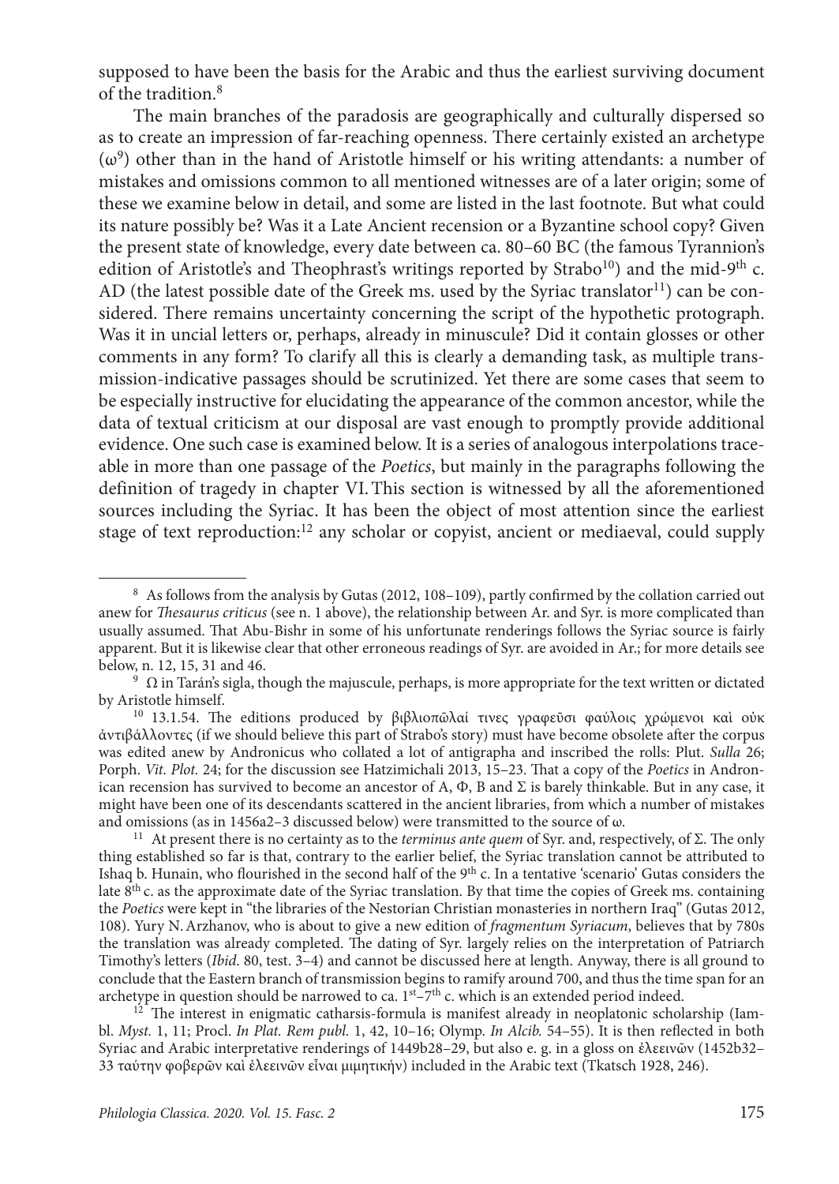supposed to have been the basis for the Arabic and thus the earliest surviving document of the tradition.[8]

The main branches of the paradosis are geographically and culturally dispersed so as to create an impression of far-reaching openness. There certainly existed an archetype (ω[9]) other than in the hand of Aristotle himself or his writing attendants: a number of mistakes and omissions common to all mentioned witnesses are of a later origin; some of these we examine below in detail, and some are listed in the last footnote. But what could its nature possibly be? Was it a Late Ancient recension or a Byzantine school copy? Given the present state of knowledge, every date between ca. 80–60 BC (the famous Tyrannion's edition of Aristotle's and Theophrast's writings reported by Strabo[10]) and the mid-9th c. AD (the latest possible date of the Greek ms. used by the Syriac translator[11]) can be considered. There remains uncertainty concerning the script of the hypothetic protograph. Was it in uncial letters or, perhaps, already in minuscule? Did it contain glosses or other comments in any form? To clarify all this is clearly a demanding task, as multiple transmission-indicative passages should be scrutinized. Yet there are some cases that seem to be especially instructive for elucidating the appearance of the common ancestor, while the data of textual criticism at our disposal are vast enough to promptly provide additional evidence. One such case is examined below. It is a series of analogous interpolations traceable in more than one passage of the *Poetics*, but mainly in the paragraphs following the definition of tragedy in chapter VI. This section is witnessed by all the aforementioned sources including the Syriac. It has been the object of most attention since the earliest stage of text reproduction:[12] any scholar or copyist, ancient or mediaeval, could supply

---

[8] As follows from the analysis by Gutas (2012, 108–109), partly confirmed by the collation carried out anew for *Thesaurus criticus* (see n. 1 above), the relationship between Ar. and Syr. is more complicated than usually assumed. That Abu-Bishr in some of his unfortunate renderings follows the Syriac source is fairly apparent. But it is likewise clear that other erroneous readings of Syr. are avoided in Ar.; for more details see below, n. 12, 15, 31 and 46.

[9] Ω in Tarán's sigla, though the majuscule, perhaps, is more appropriate for the text written or dictated by Aristotle himself.

[10] 13.1.54. The editions produced by βιβλιοπῶλαί τινες γραφεῦσι φαύλοις χρώμενοι καὶ οὐκ ἀντιβάλλοντες (if we should believe this part of Strabo's story) must have become obsolete after the corpus was edited anew by Andronicus who collated a lot of antigrapha and inscribed the rolls: Plut. *Sulla* 26; Porph. *Vit. Plot.* 24; for the discussion see Hatzimichali 2013, 15–23. That a copy of the *Poetics* in Andronican recension has survived to become an ancestor of A, Φ, B and Σ is barely thinkable. But in any case, it might have been one of its descendants scattered in the ancient libraries, from which a number of mistakes and omissions (as in 1456a2–3 discussed below) were transmitted to the source of ω.

[11] At present there is no certainty as to the *terminus ante quem* of Syr. and, respectively, of Σ. The only thing established so far is that, contrary to the earlier belief, the Syriac translation cannot be attributed to Ishaq b. Hunain, who flourished in the second half of the 9th c. In a tentative 'scenario' Gutas considers the late 8th c. as the approximate date of the Syriac translation. By that time the copies of Greek ms. containing the *Poetics* were kept in "the libraries of the Nestorian Christian monasteries in northern Iraq" (Gutas 2012, 108). Yury N. Arzhanov, who is about to give a new edition of *fragmentum Syriacum*, believes that by 780s the translation was already completed. The dating of Syr. largely relies on the interpretation of Patriarch Timothy's letters (*Ibid.* 80, test. 3–4) and cannot be discussed here at length. Anyway, there is all ground to conclude that the Eastern branch of transmission begins to ramify around 700, and thus the time span for an archetype in question should be narrowed to ca. 1st–7th c. which is an extended period indeed.

[12] The interest in enigmatic catharsis-formula is manifest already in neoplatonic scholarship (Iambl. *Myst.* 1, 11; Procl. *In Plat. Rem publ.* 1, 42, 10–16; Olymp. *In Alcib.* 54–55). It is then reflected in both Syriac and Arabic interpretative renderings of 1449b28–29, but also e. g. in a gloss on ἐλεεινῶν (1452b32–33 ταύτην φοβερῶν καὶ ἐλεεινῶν εἶναι μιμητικήν) included in the Arabic text (Tkatsch 1928, 246).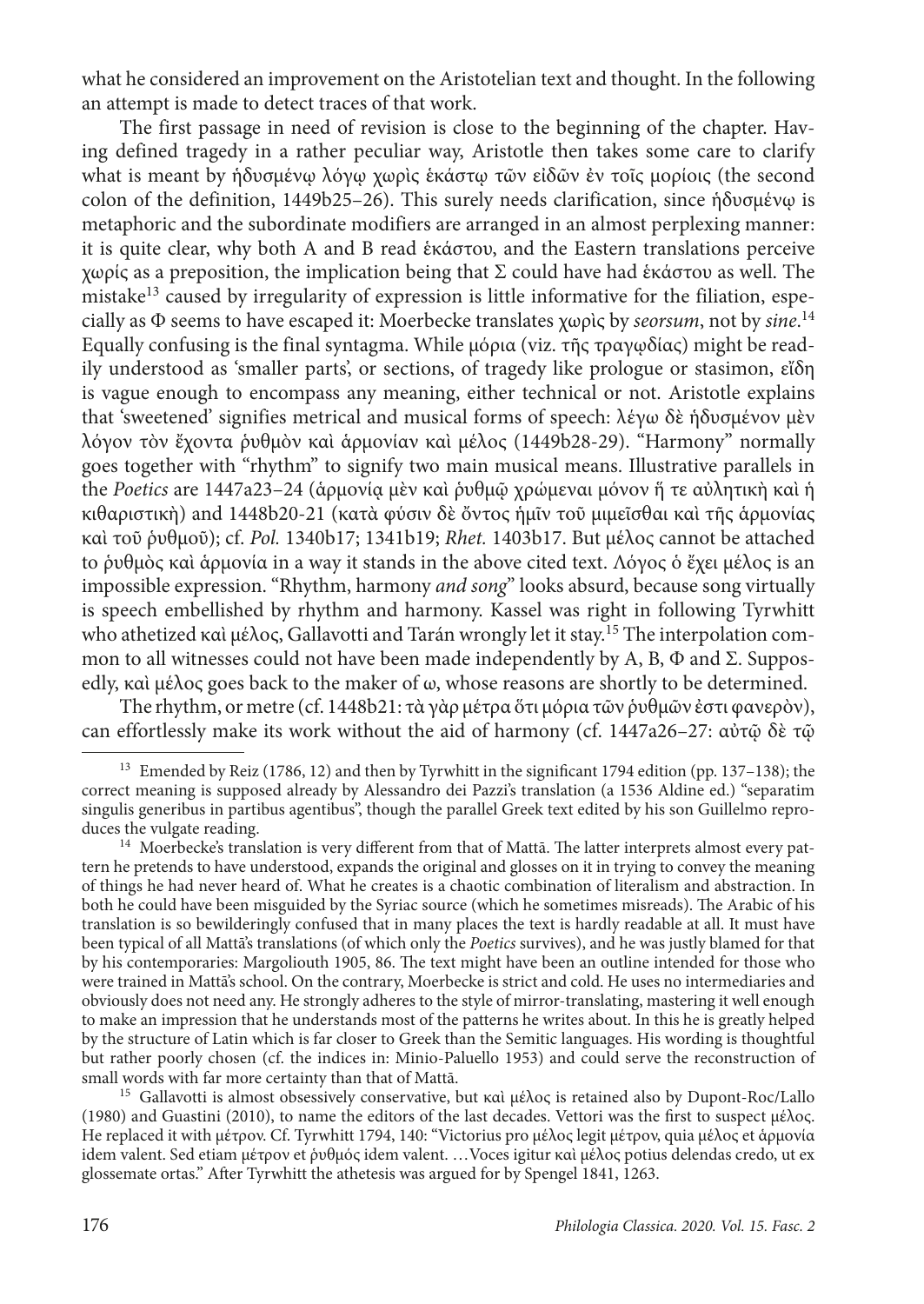what he considered an improvement on the Aristotelian text and thought. In the following an attempt is made to detect traces of that work.

The first passage in need of revision is close to the beginning of the chapter. Having defined tragedy in a rather peculiar way, Aristotle then takes some care to clarify what is meant by ἡδυσμένῳ λόγῳ χωρὶς ἑκάστῳ τῶν εἰδῶν ἐν τοῖς μορίοις (the second colon of the definition, 1449b25–26). This surely needs clarification, since ἡδυσμένῳ is metaphoric and the subordinate modifiers are arranged in an almost perplexing manner: it is quite clear, why both A and B read ἑκάστου, and the Eastern translations perceive χωρίς as a preposition, the implication being that Σ could have had ἑκάστου as well. The mistake[13] caused by irregularity of expression is little informative for the filiation, especially as Φ seems to have escaped it: Moerbecke translates χωρὶς by *seorsum*, not by *sine*.[14] Equally confusing is the final syntagma. While μόρια (viz. τῆς τραγῳδίας) might be readily understood as 'smaller parts', or sections, of tragedy like prologue or stasimon, εἴδη is vague enough to encompass any meaning, either technical or not. Aristotle explains that 'sweetened' signifies metrical and musical forms of speech: λέγω δὲ ἡδυσμένον μὲν λόγον τὸν ἔχοντα ῥυθμὸν καὶ ἁρμονίαν καὶ μέλος (1449b28-29). "Harmony" normally goes together with "rhythm" to signify two main musical means. Illustrative parallels in the *Poetics* are 1447a23–24 (ἁρμονίᾳ μὲν καὶ ῥυθμῷ χρώμεναι μόνον ἥ τε αὐλητικὴ καὶ ἡ κιθαριστικὴ) and 1448b20-21 (κατὰ φύσιν δὲ ὄντος ἡμῖν τοῦ μιμεῖσθαι καὶ τῆς ἁρμονίας καὶ τοῦ ῥυθμοῦ); cf. *Pol.* 1340b17; 1341b19; *Rhet.* 1403b17. But μέλος cannot be attached to ῥυθμὸς καὶ ἁρμονία in a way it stands in the above cited text. Λόγος ὁ ἔχει μέλος is an impossible expression. "Rhythm, harmony *and song*" looks absurd, because song virtually is speech embellished by rhythm and harmony. Kassel was right in following Tyrwhitt who athetized καὶ μέλος, Gallavotti and Tarán wrongly let it stay.[15] The interpolation common to all witnesses could not have been made independently by A, B, Φ and Σ. Supposedly, καὶ μέλος goes back to the maker of ω, whose reasons are shortly to be determined.

The rhythm, or metre (cf. 1448b21: τὰ γὰρ μέτρα ὅτι μόρια τῶν ῥυθμῶν ἐστι φανερὸν), can effortlessly make its work without the aid of harmony (cf. 1447a26–27: αὐτῷ δὲ τῷ

---

[13] Emended by Reiz (1786, 12) and then by Tyrwhitt in the significant 1794 edition (pp. 137–138); the correct meaning is supposed already by Alessandro dei Pazzi's translation (a 1536 Aldine ed.) "separatim singulis generibus in partibus agentibus", though the parallel Greek text edited by his son Guillelmo reproduces the vulgate reading.

[14] Moerbecke's translation is very different from that of Mattā. The latter interprets almost every pattern he pretends to have understood, expands the original and glosses on it in trying to convey the meaning of things he had never heard of. What he creates is a chaotic combination of literalism and abstraction. In both he could have been misguided by the Syriac source (which he sometimes misreads). The Arabic of his translation is so bewilderingly confused that in many places the text is hardly readable at all. It must have been typical of all Mattā's translations (of which only the *Poetics* survives), and he was justly blamed for that by his contemporaries: Margoliouth 1905, 86. The text might have been an outline intended for those who were trained in Mattā's school. On the contrary, Moerbecke is strict and cold. He uses no intermediaries and obviously does not need any. He strongly adheres to the style of mirror-translating, mastering it well enough to make an impression that he understands most of the patterns he writes about. In this he is greatly helped by the structure of Latin which is far closer to Greek than the Semitic languages. His wording is thoughtful but rather poorly chosen (cf. the indices in: Minio-Paluello 1953) and could serve the reconstruction of small words with far more certainty than that of Mattā.

[15] Gallavotti is almost obsessively conservative, but καὶ μέλος is retained also by Dupont-Roc/Lallo (1980) and Guastini (2010), to name the editors of the last decades. Vettori was the first to suspect μέλος. He replaced it with μέτρον. Cf. Tyrwhitt 1794, 140: "Victorius pro μέλος legit μέτρον, quia μέλος et ἁρμονία idem valent. Sed etiam μέτρον et ῥυθμός idem valent. …Voces igitur καὶ μέλος potius delendas credo, ut ex glossemate ortas." After Tyrwhitt the athetesis was argued for by Spengel 1841, 1263.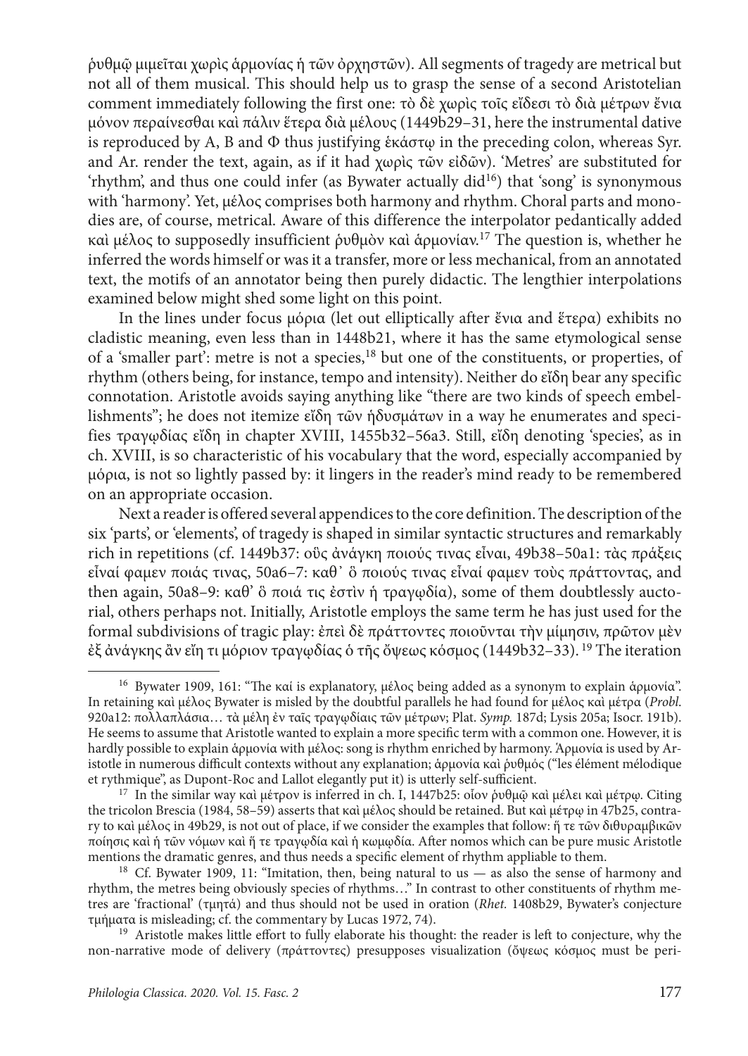ῥυθμῷ μιμεῖται χωρὶς ἁρμονίας ἡ τῶν ὀρχηστῶν). All segments of tragedy are metrical but not all of them musical. This should help us to grasp the sense of a second Aristotelian comment immediately following the first one: τὸ δὲ χωρὶς τοῖς εἴδεσι τὸ διὰ μέτρων ἔνια μόνον περαίνεσθαι καὶ πάλιν ἕτερα διὰ μέλους (1449b29–31, here the instrumental dative is reproduced by A, B and Φ thus justifying ἑκάστῳ in the preceding colon, whereas Syr. and Ar. render the text, again, as if it had χωρὶς τῶν εἰδῶν). 'Metres' are substituted for 'rhythm', and thus one could infer (as Bywater actually did[16]) that 'song' is synonymous with 'harmony'. Yet, μέλος comprises both harmony and rhythm. Choral parts and monodies are, of course, metrical. Aware of this difference the interpolator pedantically added καὶ μέλος to supposedly insufficient ῥυθμὸν καὶ ἁρμονίαν.[17] The question is, whether he inferred the words himself or was it a transfer, more or less mechanical, from an annotated text, the motifs of an annotator being then purely didactic. The lengthier interpolations examined below might shed some light on this point.

In the lines under focus μόρια (let out elliptically after ἔνια and ἕτερα) exhibits no cladistic meaning, even less than in 1448b21, where it has the same etymological sense of a 'smaller part': metre is not a species,[18] but one of the constituents, or properties, of rhythm (others being, for instance, tempo and intensity). Neither do εἴδη bear any specific connotation. Aristotle avoids saying anything like "there are two kinds of speech embellishments"; he does not itemize εἴδη τῶν ἡδυσμάτων in a way he enumerates and specifies τραγῳδίας εἴδη in chapter XVIII, 1455b32–56a3. Still, εἴδη denoting 'species', as in ch. XVIII, is so characteristic of his vocabulary that the word, especially accompanied by μόρια, is not so lightly passed by: it lingers in the reader's mind ready to be remembered on an appropriate occasion.

Next a reader is offered several appendices to the core definition. The description of the six 'parts', or 'elements', of tragedy is shaped in similar syntactic structures and remarkably rich in repetitions (cf. 1449b37: οὓς ἀνάγκη ποιούς τινας εἶναι, 49b38–50a1: τὰς πράξεις εἶναί φαμεν ποιάς τινας, 50a6–7: καθ᾽ ὅ ποιούς τινας εἶναί φαμεν τοὺς πράττοντας, and then again, 50a8–9: καθ' ὅ ποιά τις ἐστὶν ἡ τραγῳδία), some of them doubtlessly auctorial, others perhaps not. Initially, Aristotle employs the same term he has just used for the formal subdivisions of tragic play: ἐπεὶ δὲ πράττοντες ποιοῦνται τὴν μίμησιν, πρῶτον μὲν ἐξ ἀνάγκης ἂν εἴη τι μόριον τραγῳδίας ὁ τῆς ὄψεως κόσμος (1449b32–33).[19] The iteration

---

[16] Bywater 1909, 161: "The καί is explanatory, μέλος being added as a synonym to explain ἁρμονία". In retaining καὶ μέλος Bywater is misled by the doubtful parallels he had found for μέλος καὶ μέτρα (*Probl.* 920a12: πολλαπλάσια… τὰ μέλη ἐν ταῖς τραγῳδίαις τῶν μέτρων; Plat. *Symp.* 187d; Lysis 205a; Isocr. 191b). He seems to assume that Aristotle wanted to explain a more specific term with a common one. However, it is hardly possible to explain ἁρμονία with μέλος: song is rhythm enriched by harmony. Ἁρμονία is used by Aristotle in numerous difficult contexts without any explanation; ἁρμονία καὶ ῥυθμός ("les élément mélodique et rythmique", as Dupont-Roc and Lallot elegantly put it) is utterly self-sufficient.

[17] In the similar way καὶ μέτρον is inferred in ch. I, 1447b25: οἷον ῥυθμῷ καὶ μέλει καὶ μέτρῳ. Citing the tricolon Brescia (1984, 58–59) asserts that καὶ μέλος should be retained. But καὶ μέτρῳ in 47b25, contrary to καὶ μέλος in 49b29, is not out of place, if we consider the examples that follow: ἥ τε τῶν διθυραμβικῶν ποίησις καὶ ἡ τῶν νόμων καὶ ἥ τε τραγῳδία καὶ ἡ κωμῳδία. After nomos which can be pure music Aristotle mentions the dramatic genres, and thus needs a specific element of rhythm appliable to them.

[18] Cf. Bywater 1909, 11: "Imitation, then, being natural to us — as also the sense of harmony and rhythm, the metres being obviously species of rhythms…" In contrast to other constituents of rhythm metres are 'fractional' (τμητά) and thus should not be used in oration (*Rhet.* 1408b29, Bywater's conjecture τμήματα is misleading; cf. the commentary by Lucas 1972, 74).

[19] Aristotle makes little effort to fully elaborate his thought: the reader is left to conjecture, why the non-narrative mode of delivery (πράττοντες) presupposes visualization (ὄψεως κόσμος must be peri-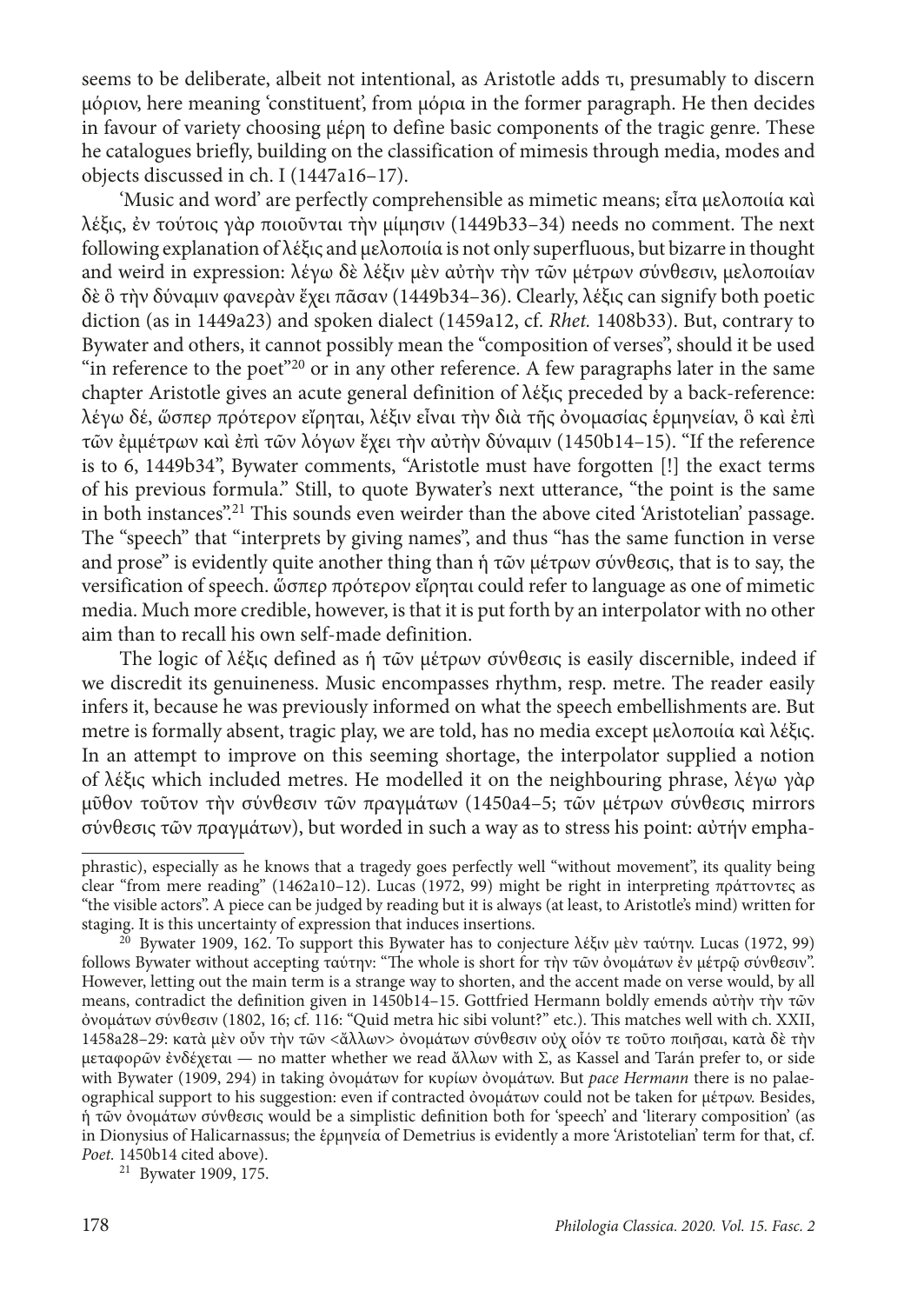seems to be deliberate, albeit not intentional, as Aristotle adds τι, presumably to discern μόριον, here meaning 'constituent', from μόρια in the former paragraph. He then decides in favour of variety choosing μέρη to define basic components of the tragic genre. These he catalogues briefly, building on the classification of mimesis through media, modes and objects discussed in ch. I (1447a16–17).

'Music and word' are perfectly comprehensible as mimetic means; εἶτα μελοποιία καὶ λέξις, ἐν τούτοις γὰρ ποιοῦνται τὴν μίμησιν (1449b33–34) needs no comment. The next following explanation of λέξις and μελοποιία is not only superfluous, but bizarre in thought and weird in expression: λέγω δὲ λέξιν μὲν αὐτὴν τὴν τῶν μέτρων σύνθεσιν, μελοποιίαν δὲ ὃ τὴν δύναμιν φανερὰν ἔχει πᾶσαν (1449b34–36). Clearly, λέξις can signify both poetic diction (as in 1449a23) and spoken dialect (1459a12, cf. *Rhet.* 1408b33). But, contrary to Bywater and others, it cannot possibly mean the "composition of verses", should it be used "in reference to the poet"[20] or in any other reference. A few paragraphs later in the same chapter Aristotle gives an acute general definition of λέξις preceded by a back-reference: λέγω δέ, ὥσπερ πρότερον εἴρηται, λέξιν εἶναι τὴν διὰ τῆς ὀνομασίας ἑρμηνείαν, ὃ καὶ ἐπὶ τῶν ἐμμέτρων καὶ ἐπὶ τῶν λόγων ἔχει τὴν αὐτὴν δύναμιν (1450b14–15). "If the reference is to 6, 1449b34", Bywater comments, "Aristotle must have forgotten [!] the exact terms of his previous formula." Still, to quote Bywater's next utterance, "the point is the same in both instances".[21] This sounds even weirder than the above cited 'Aristotelian' passage. The "speech" that "interprets by giving names", and thus "has the same function in verse and prose" is evidently quite another thing than ἡ τῶν μέτρων σύνθεσις, that is to say, the versification of speech. ὥσπερ πρότερον εἴρηται could refer to language as one of mimetic media. Much more credible, however, is that it is put forth by an interpolator with no other aim than to recall his own self-made definition.

The logic of λέξις defined as ἡ τῶν μέτρων σύνθεσις is easily discernible, indeed if we discredit its genuineness. Music encompasses rhythm, resp. metre. The reader easily infers it, because he was previously informed on what the speech embellishments are. But metre is formally absent, tragic play, we are told, has no media except μελοποιία καὶ λέξις. In an attempt to improve on this seeming shortage, the interpolator supplied a notion of λέξις which included metres. He modelled it on the neighbouring phrase, λέγω γὰρ μῦθον τοῦτον τὴν σύνθεσιν τῶν πραγμάτων (1450a4–5; τῶν μέτρων σύνθεσις mirrors σύνθεσις τῶν πραγμάτων), but worded in such a way as to stress his point: αὐτήν empha-

---

phrastic), especially as he knows that a tragedy goes perfectly well "without movement", its quality being clear "from mere reading" (1462a10–12). Lucas (1972, 99) might be right in interpreting πράττοντες as "the visible actors". A piece can be judged by reading but it is always (at least, to Aristotle's mind) written for staging. It is this uncertainty of expression that induces insertions.

[20] Bywater 1909, 162. To support this Bywater has to conjecture λέξιν μὲν ταύτην. Lucas (1972, 99) follows Bywater without accepting ταύτην: "The whole is short for τὴν τῶν ὀνομάτων ἐν μέτρῳ σύνθεσιν". However, letting out the main term is a strange way to shorten, and the accent made on verse would, by all means, contradict the definition given in 1450b14–15. Gottfried Hermann boldly emends αὐτὴν τὴν τῶν ὀνομάτων σύνθεσιν (1802, 16; cf. 116: "Quid metra hic sibi volunt?" etc.). This matches well with ch. XXII, 1458a28–29: κατὰ μὲν οὖν τὴν τῶν <ἄλλων> ὀνομάτων σύνθεσιν οὐχ οἷόν τε τοῦτο ποιῆσαι, κατὰ δὲ τὴν μεταφορῶν ἐνδέχεται — no matter whether we read ἄλλων with Σ, as Kassel and Tarán prefer to, or side with Bywater (1909, 294) in taking ὀνομάτων for κυρίων ὀνομάτων. But *pace Hermann* there is no palaeographical support to his suggestion: even if contracted ὀνομάτων could not be taken for μέτρων. Besides, ἡ τῶν ὀνομάτων σύνθεσις would be a simplistic definition both for 'speech' and 'literary composition' (as in Dionysius of Halicarnassus; the ἑρμηνεία of Demetrius is evidently a more 'Aristotelian' term for that, cf. *Poet.* 1450b14 cited above).

[21] Bywater 1909, 175.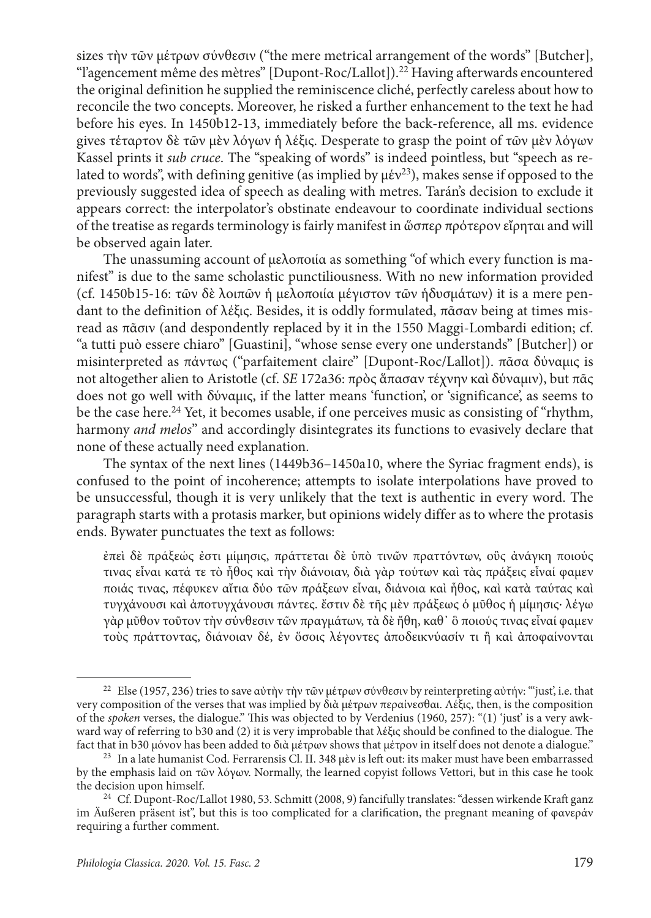sizes τὴν τῶν μέτρων σύνθεσιν ("the mere metrical arrangement of the words" [Butcher], "l'agencement même des mètres" [Dupont-Roc/Lallot]).[22] Having afterwards encountered the original definition he supplied the reminiscence cliché, perfectly careless about how to reconcile the two concepts. Moreover, he risked a further enhancement to the text he had before his eyes. In 1450b12-13, immediately before the back-reference, all ms. evidence gives τέταρτον δὲ τῶν μὲν λόγων ἡ λέξις. Desperate to grasp the point of τῶν μὲν λόγων Kassel prints it *sub cruce*. The "speaking of words" is indeed pointless, but "speech as related to words", with defining genitive (as implied by μέν[23]), makes sense if opposed to the previously suggested idea of speech as dealing with metres. Tarán's decision to exclude it appears correct: the interpolator's obstinate endeavour to coordinate individual sections of the treatise as regards terminology is fairly manifest in ὥσπερ πρότερον εἴρηται and will be observed again later.

The unassuming account of μελοποιία as something "of which every function is manifest" is due to the same scholastic punctiliousness. With no new information provided (cf. 1450b15-16: τῶν δὲ λοιπῶν ἡ μελοποιία μέγιστον τῶν ἡδυσμάτων) it is a mere pendant to the definition of λέξις. Besides, it is oddly formulated, πᾶσαν being at times misread as πᾶσιν (and despondently replaced by it in the 1550 Maggi-Lombardi edition; cf. "a tutti può essere chiaro" [Guastini], "whose sense every one understands" [Butcher]) or misinterpreted as πάντως ("parfaitement claire" [Dupont-Roc/Lallot]). πᾶσα δύναμις is not altogether alien to Aristotle (cf. *SE* 172a36: πρὸς ἅπασαν τέχνην καὶ δύναμιν), but πᾶς does not go well with δύναμις, if the latter means 'function', or 'significance', as seems to be the case here.[24] Yet, it becomes usable, if one perceives music as consisting of "rhythm, harmony *and melos*" and accordingly disintegrates its functions to evasively declare that none of these actually need explanation.

The syntax of the next lines (1449b36–1450a10, where the Syriac fragment ends), is confused to the point of incoherence; attempts to isolate interpolations have proved to be unsuccessful, though it is very unlikely that the text is authentic in every word. The paragraph starts with a protasis marker, but opinions widely differ as to where the protasis ends. Bywater punctuates the text as follows:

> ἐπεὶ δὲ πράξεώς ἐστι μίμησις, πράττεται δὲ ὑπὸ τινῶν πραττόντων, οὓς ἀνάγκη ποιούς τινας εἶναι κατά τε τὸ ἦθος καὶ τὴν διάνοιαν, διὰ γὰρ τούτων καὶ τὰς πράξεις εἶναί φαμεν ποιάς τινας, πέφυκεν αἴτια δύο τῶν πράξεων εἶναι, διάνοια καὶ ἦθος, καὶ κατὰ ταύτας καὶ τυγχάνουσι καὶ ἀποτυγχάνουσι πάντες. ἔστιν δὲ τῆς μὲν πράξεως ὁ μῦθος ἡ μίμησις· λέγω γὰρ μῦθον τοῦτον τὴν σύνθεσιν τῶν πραγμάτων, τὰ δὲ ἤθη, καθ᾽ ὃ ποιούς τινας εἶναί φαμεν τοὺς πράττοντας, διάνοιαν δέ, ἐν ὅσοις λέγοντες ἀποδεικνύασίν τι ἢ καὶ ἀποφαίνονται

---

[22] Else (1957, 236) tries to save αὐτὴν τὴν τῶν μέτρων σύνθεσιν by reinterpreting αὐτήν: "'just', i.e. that very composition of the verses that was implied by διὰ μέτρων περαίνεσθαι. Λέξις, then, is the composition of the *spoken* verses, the dialogue." This was objected to by Verdenius (1960, 257): "(1) 'just' is a very awkward way of referring to b30 and (2) it is very improbable that λέξις should be confined to the dialogue. The fact that in b30 μόνον has been added to διὰ μέτρων shows that μέτρον in itself does not denote a dialogue."

[23] In a late humanist Cod. Ferrarensis Cl. II. 348 μὲν is left out: its maker must have been embarrassed by the emphasis laid on τῶν λόγων. Normally, the learned copyist follows Vettori, but in this case he took the decision upon himself.

[24] Cf. Dupont-Roc/Lallot 1980, 53. Schmitt (2008, 9) fancifully translates: "dessen wirkende Kraft ganz im Äußeren präsent ist", but this is too complicated for a clarification, the pregnant meaning of φανεράν requiring a further comment.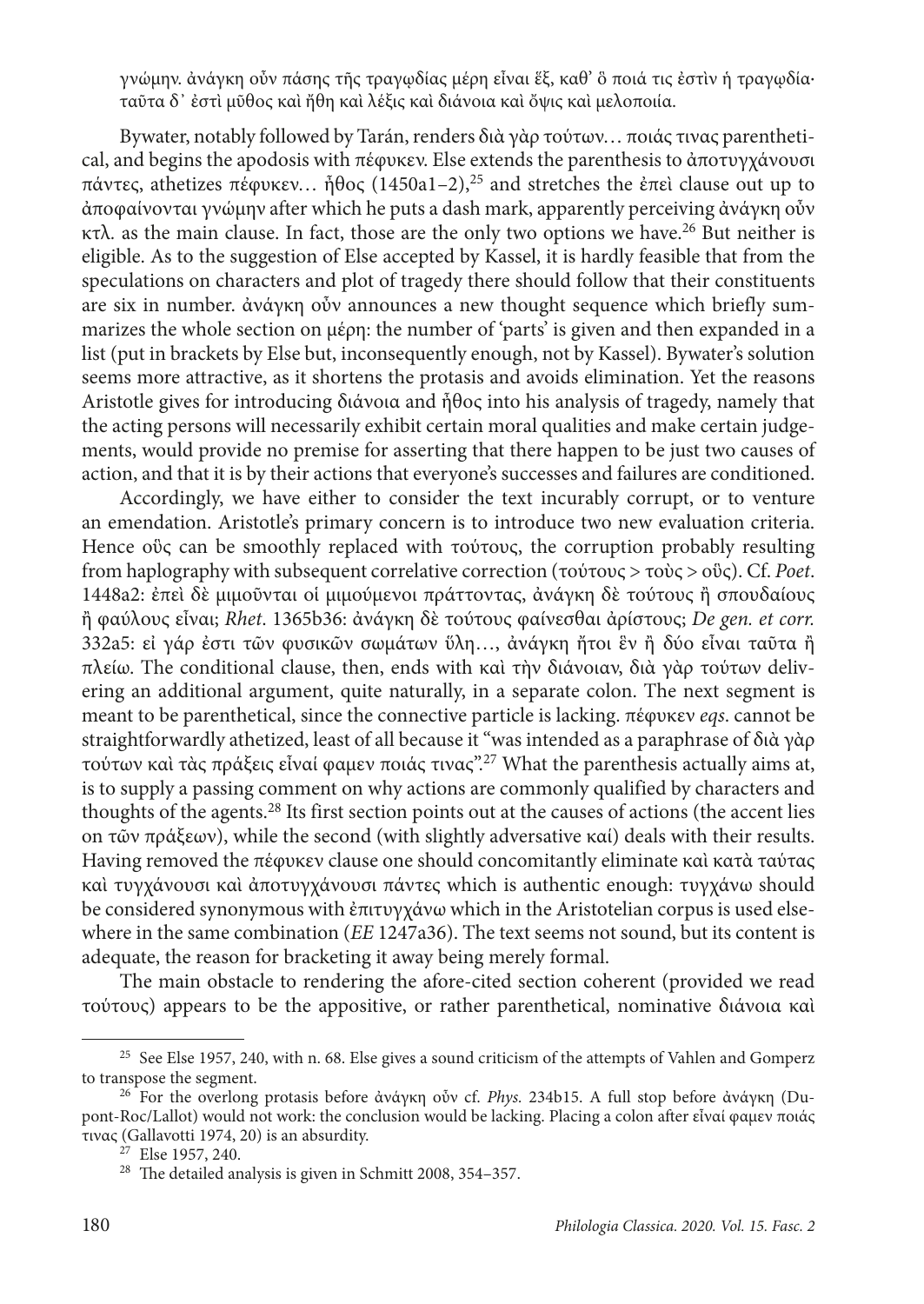γνώμην. ἀνάγκη οὖν πάσης τῆς τραγῳδίας μέρη εἶναι ἕξ, καθ' ὃ ποιά τις ἐστὶν ἡ τραγῳδία· ταῦτα δ᾽ ἐστὶ μῦθος καὶ ἤθη καὶ λέξις καὶ διάνοια καὶ ὄψις καὶ μελοποιία.

Bywater, notably followed by Tarán, renders διὰ γὰρ τούτων… ποιάς τινας parenthetical, and begins the apodosis with πέφυκεν. Else extends the parenthesis to ἀποτυγχάνουσι πάντες, athetizes πέφυκεν… ἦθος (1450a1–2),[25] and stretches the ἐπεὶ clause out up to ἀποφαίνονται γνώμην after which he puts a dash mark, apparently perceiving ἀνάγκη οὖν κτλ. as the main clause. In fact, those are the only two options we have.[26] But neither is eligible. As to the suggestion of Else accepted by Kassel, it is hardly feasible that from the speculations on characters and plot of tragedy there should follow that their constituents are six in number. ἀνάγκη οὖν announces a new thought sequence which briefly summarizes the whole section on μέρη: the number of 'parts' is given and then expanded in a list (put in brackets by Else but, inconsequently enough, not by Kassel). Bywater's solution seems more attractive, as it shortens the protasis and avoids elimination. Yet the reasons Aristotle gives for introducing διάνοια and ἦθος into his analysis of tragedy, namely that the acting persons will necessarily exhibit certain moral qualities and make certain judgements, would provide no premise for asserting that there happen to be just two causes of action, and that it is by their actions that everyone's successes and failures are conditioned.

Accordingly, we have either to consider the text incurably corrupt, or to venture an emendation. Aristotle's primary concern is to introduce two new evaluation criteria. Hence οὓς can be smoothly replaced with τούτους, the corruption probably resulting from haplography with subsequent correlative correction (τούτους > τοὺς > οὓς). Cf. *Poet.* 1448a2: ἐπεὶ δὲ μιμοῦνται οἱ μιμούμενοι πράττοντας, ἀνάγκη δὲ τούτους ἢ σπουδαίους ἢ φαύλους εἶναι; *Rhet.* 1365b36: ἀνάγκη δὲ τούτους φαίνεσθαι ἀρίστους; *De gen. et corr.* 332a5: εἰ γάρ ἐστι τῶν φυσικῶν σωμάτων ὕλη…, ἀνάγκη ἤτοι ἓν ἢ δύο εἶναι ταῦτα ἢ πλείω. The conditional clause, then, ends with καὶ τὴν διάνοιαν, διὰ γὰρ τούτων delivering an additional argument, quite naturally, in a separate colon. The next segment is meant to be parenthetical, since the connective particle is lacking. πέφυκεν *eqs*. cannot be straightforwardly athetized, least of all because it "was intended as a paraphrase of διὰ γὰρ τούτων καὶ τὰς πράξεις εἶναί φαμεν ποιάς τινας".[27] What the parenthesis actually aims at, is to supply a passing comment on why actions are commonly qualified by characters and thoughts of the agents.[28] Its first section points out at the causes of actions (the accent lies on τῶν πράξεων), while the second (with slightly adversative καί) deals with their results. Having removed the πέφυκεν clause one should concomitantly eliminate καὶ κατὰ ταύτας καὶ τυγχάνουσι καὶ ἀποτυγχάνουσι πάντες which is authentic enough: τυγχάνω should be considered synonymous with ἐπιτυγχάνω which in the Aristotelian corpus is used elsewhere in the same combination (*EE* 1247a36). The text seems not sound, but its content is adequate, the reason for bracketing it away being merely formal.

The main obstacle to rendering the afore-cited section coherent (provided we read τούτους) appears to be the appositive, or rather parenthetical, nominative διάνοια καὶ

---

[25] See Else 1957, 240, with n. 68. Else gives a sound criticism of the attempts of Vahlen and Gomperz to transpose the segment.

[26] For the overlong protasis before ἀνάγκη οὖν cf. *Phys.* 234b15. A full stop before ἀνάγκη (Dupont-Roc/Lallot) would not work: the conclusion would be lacking. Placing a colon after εἶναί φαμεν ποιάς τινας (Gallavotti 1974, 20) is an absurdity.

[27] Else 1957, 240.

[28] The detailed analysis is given in Schmitt 2008, 354–357.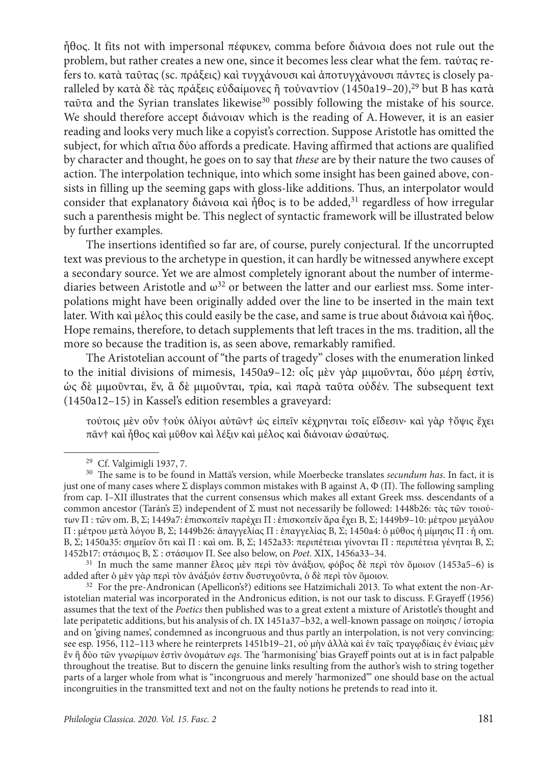ἦθος. It fits not with impersonal πέφυκεν, comma before διάνοια does not rule out the problem, but rather creates a new one, since it becomes less clear what the fem. ταύτας refers to. κατὰ ταῦτας (sc. πράξεις) καὶ τυγχάνουσι καὶ ἀποτυγχάνουσι πάντες is closely paralleled by κατὰ δὲ τὰς πράξεις εὐδαίμονες ἢ τοὐναντίον (1450a19–20),[29] but B has κατὰ ταῦτα and the Syrian translates likewise[30] possibly following the mistake of his source. We should therefore accept διάνοιαν which is the reading of A. However, it is an easier reading and looks very much like a copyist's correction. Suppose Aristotle has omitted the subject, for which αἴτια δύο affords a predicate. Having affirmed that actions are qualified by character and thought, he goes on to say that *these* are by their nature the two causes of action. The interpolation technique, into which some insight has been gained above, consists in filling up the seeming gaps with gloss-like additions. Thus, an interpolator would consider that explanatory διάνοια καὶ ἦθος is to be added,[31] regardless of how irregular such a parenthesis might be. This neglect of syntactic framework will be illustrated below by further examples.

The insertions identified so far are, of course, purely conjectural. If the uncorrupted text was previous to the archetype in question, it can hardly be witnessed anywhere except a secondary source. Yet we are almost completely ignorant about the number of intermediaries between Aristotle and ω[32] or between the latter and our earliest mss. Some interpolations might have been originally added over the line to be inserted in the main text later. With καὶ μέλος this could easily be the case, and same is true about διάνοια καὶ ἦθος. Hope remains, therefore, to detach supplements that left traces in the ms. tradition, all the more so because the tradition is, as seen above, remarkably ramified.

The Aristotelian account of "the parts of tragedy" closes with the enumeration linked to the initial divisions of mimesis, 1450a9–12: οἷς μὲν γὰρ μιμοῦνται, δύο μέρη ἐστίν, ὡς δὲ μιμοῦνται, ἕν, ἃ δὲ μιμοῦνται, τρία, καὶ παρὰ ταῦτα οὐδέν. The subsequent text (1450a12–15) in Kassel's edition resembles a graveyard:

> τούτοις μὲν οὖν †οὐκ ὀλίγοι αὐτῶν† ὡς εἰπεῖν κέχρηνται τοῖς εἴδεσιν· καὶ γὰρ †ὄψις ἔχει πᾶν† καὶ ἦθος καὶ μῦθον καὶ λέξιν καὶ μέλος καὶ διάνοιαν ὡσαύτως.

---

[29] Cf. Valgimigli 1937, 7.

[30] The same is to be found in Mattā's version, while Moerbecke translates *secundum has*. In fact, it is just one of many cases where Σ displays common mistakes with B against A, Φ (Π). The following sampling from cap. I–XII illustrates that the current consensus which makes all extant Greek mss. descendants of a common ancestor (Tarán's Ξ) independent of Σ must not necessarily be followed: 1448b26: τὰς τῶν τοιούτων Π : τῶν om. B, Σ; 1449a7: ἐπισκοπεῖν παρέχει Π : ἐπισκοπεῖν ἄρα ἔχει B, Σ; 1449b9–10: μέτρου μεγάλου Π : μέτρου μετὰ λόγου B, Σ; 1449b26: ἀπαγγελίας Π : ἐπαγγελίας B, Σ; 1450a4: ὁ μῦθος ἡ μίμησις Π : ἡ om. B, Σ; 1450a35: σημεῖον ὅτι καὶ Π : καὶ om. B, Σ; 1452a33: περιπέτειαι γίνονται Π : περιπέτεια γένηται B, Σ; 1452b17: στάσιμος B, Σ : στάσιμον Π. See also below, on *Poet.* XIX, 1456a33–34.

[31] In much the same manner ἔλεος μὲν περὶ τὸν ἀνάξιον, φόβος δὲ περὶ τὸν ὅμοιον (1453a5–6) is added after ὁ μὲν γὰρ περὶ τὸν ἀνάξιόν ἐστιν δυστυχοῦντα, ὁ δὲ περὶ τὸν ὅμοιον.

[32] For the pre-Andronican (Apellicon's?) editions see Hatzimichali 2013. To what extent the non-Aristotelian material was incorporated in the Andronicus edition, is not our task to discuss. F. Grayeff (1956) assumes that the text of the *Poetics* then published was to a great extent a mixture of Aristotle's thought and late peripatetic additions, but his analysis of ch. IX 1451a37–b32, a well-known passage on ποίησις / ἱστορία and on 'giving names', condemned as incongruous and thus partly an interpolation, is not very convincing: see esp. 1956, 112–113 where he reinterprets 1451b19–21, οὐ μὴν ἀλλὰ καὶ ἐν ταῖς τραγῳδίαις ἐν ἐνίαις μὲν ἓν ἢ δύο τῶν γνωρίμων ἐστὶν ὀνομάτων *eqs*. The 'harmonising' bias Grayeff points out at is in fact palpable throughout the treatise. But to discern the genuine links resulting from the author's wish to string together parts of a larger whole from what is "incongruous and merely 'harmonized'" one should base on the actual incongruities in the transmitted text and not on the faulty notions he pretends to read into it.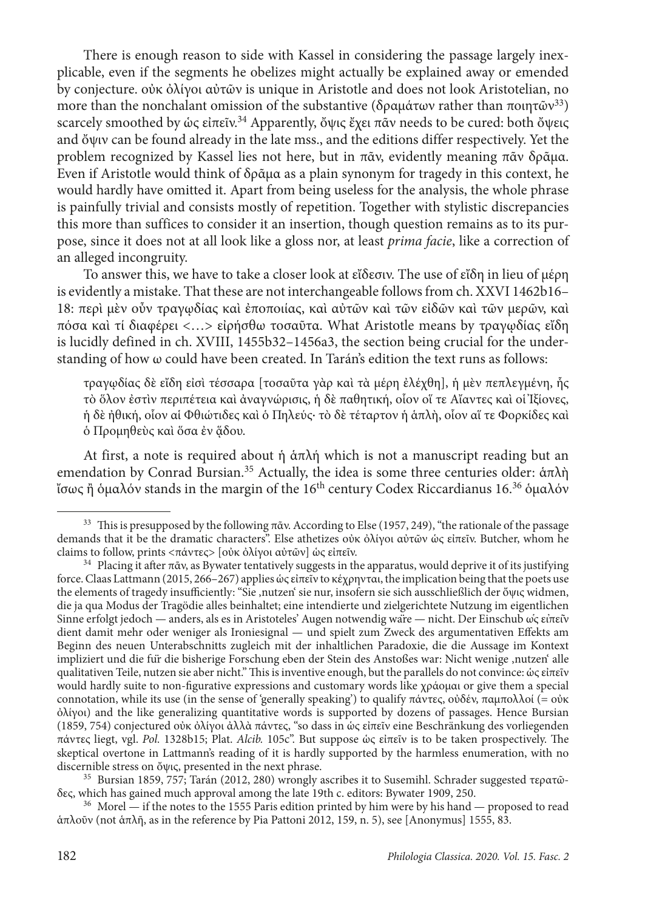There is enough reason to side with Kassel in considering the passage largely inexplicable, even if the segments he obelizes might actually be explained away or emended by conjecture. οὐκ ὀλίγοι αὐτῶν is unique in Aristotle and does not look Aristotelian, no more than the nonchalant omission of the substantive (δραμάτων rather than ποιητῶν[33]) scarcely smoothed by ὡς εἰπεῖν.[34] Apparently, ὄψις ἔχει πᾶν needs to be cured: both ὄψεις and ὄψιν can be found already in the late mss., and the editions differ respectively. Yet the problem recognized by Kassel lies not here, but in πᾶν, evidently meaning πᾶν δρᾶμα. Even if Aristotle would think of δρᾶμα as a plain synonym for tragedy in this context, he would hardly have omitted it. Apart from being useless for the analysis, the whole phrase is painfully trivial and consists mostly of repetition. Together with stylistic discrepancies this more than suffices to consider it an insertion, though question remains as to its purpose, since it does not at all look like a gloss nor, at least *prima facie*, like a correction of an alleged incongruity.

To answer this, we have to take a closer look at εἴδεσιν. The use of εἴδη in lieu of μέρη is evidently a mistake. That these are not interchangeable follows from ch. XXVI 1462b16–18: περὶ μὲν οὖν τραγῳδίας καὶ ἐποποιίας, καὶ αὐτῶν καὶ τῶν εἰδῶν καὶ τῶν μερῶν, καὶ πόσα καὶ τί διαφέρει <…> εἰρήσθω τοσαῦτα. What Aristotle means by τραγῳδίας εἴδη is lucidly defined in ch. XVIII, 1455b32–1456a3, the section being crucial for the understanding of how ω could have been created. In Tarán's edition the text runs as follows:

> τραγῳδίας δὲ εἴδη εἰσὶ τέσσαρα [τοσαῦτα γὰρ καὶ τὰ μέρη ἐλέχθη], ἡ μὲν πεπλεγμένη, ἧς τὸ ὅλον ἐστὶν περιπέτεια καὶ ἀναγνώρισις, ἡ δὲ παθητική, οἷον οἵ τε Αἴαντες καὶ οἱ Ἰξίονες, ἡ δὲ ἠθική, οἷον αἱ Φθιώτιδες καὶ ὁ Πηλεύς· τὸ δὲ τέταρτον ἡ ἁπλῆ, οἷον αἵ τε Φορκίδες καὶ ὁ Προμηθεὺς καὶ ὅσα ἐν ᾅδου.

At first, a note is required about ἡ ἁπλῆ which is not a manuscript reading but an emendation by Conrad Bursian.[35] Actually, the idea is some three centuries older: ἁπλὴ ἴσως ἢ ὁμαλόν stands in the margin of the 16th century Codex Riccardianus 16.[36] ὁμαλόν

---

[33] This is presupposed by the following πᾶν. According to Else (1957, 249), "the rationale of the passage demands that it be the dramatic characters". Else athetizes οὐκ ὀλίγοι αὐτῶν ὡς εἰπεῖν. Butcher, whom he claims to follow, prints <πάντες> [οὐκ ὀλίγοι αὐτῶν] ὡς εἰπεῖν.

[34] Placing it after πᾶν, as Bywater tentatively suggests in the apparatus, would deprive it of its justifying force. Claas Lattmann (2015, 266–267) applies ὡς εἰπεῖν to κέχρηνται, the implication being that the poets use the elements of tragedy insufficiently: "Sie ,nutzen' sie nur, insofern sie sich ausschließlich der ὄψις widmen, die ja qua Modus der Tragödie alles beinhaltet; eine intendierte und zielgerichtete Nutzung im eigentlichen Sinne erfolgt jedoch — anders, als es in Aristoteles' Augen notwendig wäre — nicht. Der Einschub ὡς εἰπεῖν dient damit mehr oder weniger als Ironiesignal — und spielt zum Zweck des argumentativen Effekts am Beginn des neuen Unterabschnitts zugleich mit der inhaltlichen Paradoxie, die die Aussage im Kontext impliziert und die für die bisherige Forschung eben der Stein des Anstoßes war: Nicht wenige ,nutzen' alle qualitativen Teile, nutzen sie aber nicht." This is inventive enough, but the parallels do not convince: ὡς εἰπεῖν would hardly suite to non-figurative expressions and customary words like χράομαι or give them a special connotation, while its use (in the sense of 'generally speaking') to qualify πάντες, οὐδέν, παμπολλοί (= οὐκ ὀλίγοι) and the like generalizing quantitative words is supported by dozens of passages. Hence Bursian (1859, 754) conjectured οὐκ ὀλίγοι ἀλλὰ πάντες, "so dass in ὡς εἰπεῖν eine Beschränkung des vorliegenden πάντες liegt, vgl. *Pol.* 1328b15; Plat. *Alcib.* 105c". But suppose ὡς εἰπεῖν is to be taken prospectively. The skeptical overtone in Lattmann's reading of it is hardly supported by the harmless enumeration, with no discernible stress on ὄψις, presented in the next phrase.

[35] Bursian 1859, 757; Tarán (2012, 280) wrongly ascribes it to Susemihl. Schrader suggested τερατῶδες, which has gained much approval among the late 19th c. editors: Bywater 1909, 250.

[36] Morel — if the notes to the 1555 Paris edition printed by him were by his hand — proposed to read ἁπλοῦν (not ἁπλῆ, as in the reference by Pia Pattoni 2012, 159, n. 5), see [Anonymus] 1555, 83.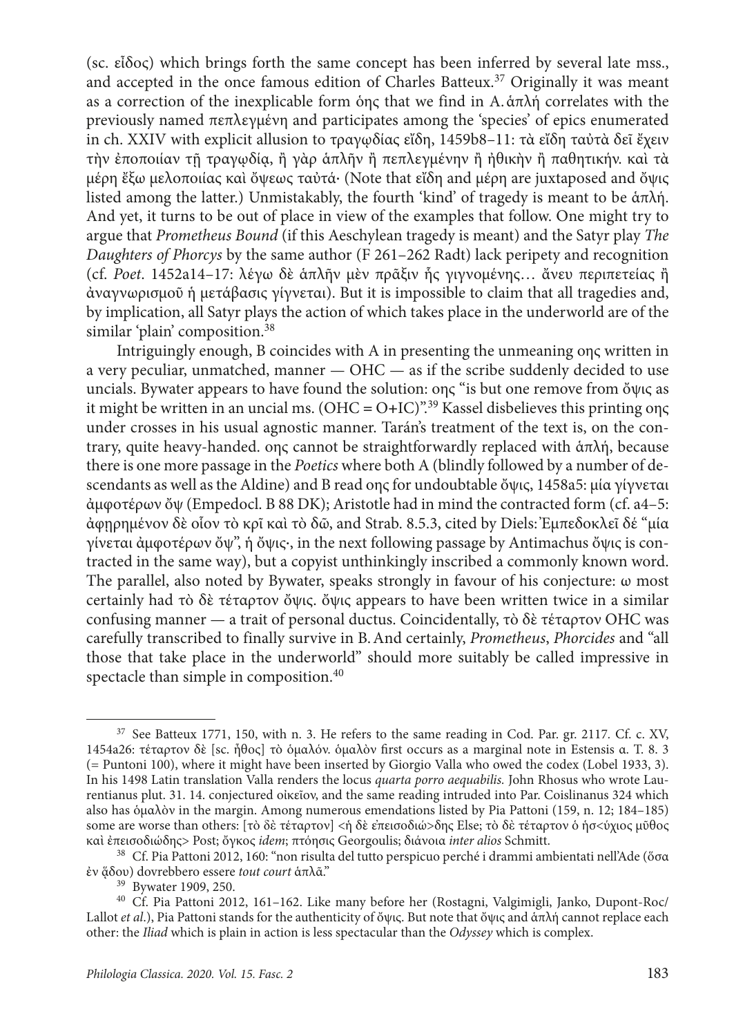(sc. εἶδος) which brings forth the same concept has been inferred by several late mss., and accepted in the once famous edition of Charles Batteux.[37] Originally it was meant as a correction of the inexplicable form όης that we find in A. ἁπλή correlates with the previously named πεπλεγμένη and participates among the 'species' of epics enumerated in ch. XXIV with explicit allusion to τραγῳδίας εἴδη, 1459b8–11: τὰ εἴδη ταὐτὰ δεῖ ἔχειν τὴν ἐποποιίαν τῇ τραγῳδίᾳ, ἢ γὰρ ἁπλῆν ἢ πεπλεγμένην ἢ ἠθικὴν ἢ παθητικήν. καὶ τὰ μέρη ἔξω μελοποιίας καὶ ὄψεως ταὐτά· (Note that εἴδη and μέρη are juxtaposed and ὄψις listed among the latter.) Unmistakably, the fourth 'kind' of tragedy is meant to be ἁπλή. And yet, it turns to be out of place in view of the examples that follow. One might try to argue that *Prometheus Bound* (if this Aeschylean tragedy is meant) and the Satyr play *The Daughters of Phorcys* by the same author (F 261–262 Radt) lack peripety and recognition (cf. *Poet*. 1452a14–17: λέγω δὲ ἁπλῆν μὲν πρᾶξιν ἧς γιγνομένης… ἄνευ περιπετείας ἢ ἀναγνωρισμοῦ ἡ μετάβασις γίγνεται). But it is impossible to claim that all tragedies and, by implication, all Satyr plays the action of which takes place in the underworld are of the similar 'plain' composition.[38]

Intriguingly enough, B coincides with A in presenting the unmeaning οης written in a very peculiar, unmatched, manner — OHC — as if the scribe suddenly decided to use uncials. Bywater appears to have found the solution: οης "is but one remove from ὄψις as it might be written in an uncial ms. (OHC = O+IC)".[39] Kassel disbelieves this printing οης under crosses in his usual agnostic manner. Tarán's treatment of the text is, on the contrary, quite heavy-handed. οης cannot be straightforwardly replaced with ἁπλή, because there is one more passage in the *Poetics* where both A (blindly followed by a number of descendants as well as the Aldine) and B read οης for undoubtable ὄψις, 1458a5: μία γίγνεται ἀμφοτέρων ὄψ (Empedocl. B 88 DK); Aristotle had in mind the contracted form (cf. a4–5: ἀφῃρημένον δὲ οἷον τὸ κρῖ καὶ τὸ δῶ, and Strab. 8.5.3, cited by Diels: Ἐμπεδοκλεῖ δέ "μία γίνεται ἀμφοτέρων ὄψ", ἡ ὄψις·, in the next following passage by Antimachus ὄψις is contracted in the same way), but a copyist unthinkingly inscribed a commonly known word. The parallel, also noted by Bywater, speaks strongly in favour of his conjecture: ω most certainly had τὸ δὲ τέταρτον ὄψις. ὄψις appears to have been written twice in a similar confusing manner — a trait of personal ductus. Coincidentally, τὸ δὲ τέταρτον OHC was carefully transcribed to finally survive in B. And certainly, *Prometheus*, *Phorcides* and "all those that take place in the underworld" should more suitably be called impressive in spectacle than simple in composition.[40]

---

[37] See Batteux 1771, 150, with n. 3. He refers to the same reading in Cod. Par. gr. 2117. Cf. c. XV, 1454a26: τέταρτον δὲ [sc. ἦθος] τὸ ὁμαλόν. ὁμαλὸν first occurs as a marginal note in Estensis α. T. 8. 3 (= Puntoni 100), where it might have been inserted by Giorgio Valla who owed the codex (Lobel 1933, 3). In his 1498 Latin translation Valla renders the locus *quarta porro aequabilis.* John Rhosus who wrote Laurentianus plut. 31. 14. conjectured οἰκεῖον, and the same reading intruded into Par. Coislinanus 324 which also has ὁμαλὸν in the margin. Among numerous emendations listed by Pia Pattoni (159, n. 12; 184–185) some are worse than others: [τὸ δὲ τέταρτον] <ἡ δὲ ἐπεισοδιώ>δης Else; τὸ δὲ τέταρτον ὁ ἡσ<ύχιος μῦθος καὶ ἐπεισοδιώδης> Post; ὄγκος *idem*; πτόησις Georgoulis; διάνοια *inter alios* Schmitt.

[38] Cf. Pia Pattoni 2012, 160: "non risulta del tutto perspicuo perché i drammi ambientati nell'Ade (ὅσα ἐν ᾅδου) dovrebbero essere *tout court* ἁπλᾶ."

[39] Bywater 1909, 250.

[40] Cf. Pia Pattoni 2012, 161–162. Like many before her (Rostagni, Valgimigli, Janko, Dupont-Roc/Lallot *et al.*), Pia Pattoni stands for the authenticity of ὄψις. But note that ὄψις and ἁπλή cannot replace each other: the *Iliad* which is plain in action is less spectacular than the *Odyssey* which is complex.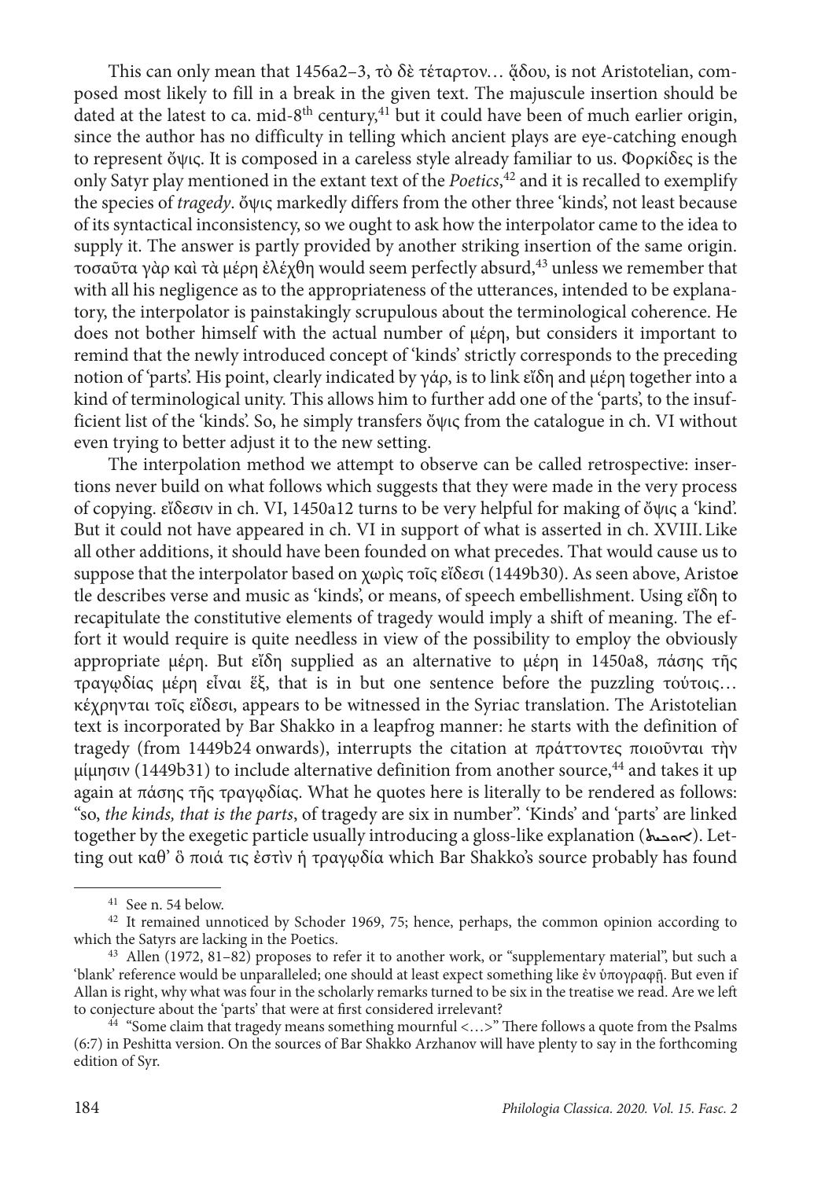This can only mean that 1456a2–3, τὸ δὲ τέταρτον… ᾅδου, is not Aristotelian, composed most likely to fill in a break in the given text. The majuscule insertion should be dated at the latest to ca. mid-8th century,[41] but it could have been of much earlier origin, since the author has no difficulty in telling which ancient plays are eye-catching enough to represent ὄψις. It is composed in a careless style already familiar to us. Φορκίδες is the only Satyr play mentioned in the extant text of the *Poetics*,[42] and it is recalled to exemplify the species of *tragedy*. ὄψις markedly differs from the other three 'kinds', not least because of its syntactical inconsistency, so we ought to ask how the interpolator came to the idea to supply it. The answer is partly provided by another striking insertion of the same origin. τοσαῦτα γὰρ καὶ τὰ μέρη ἐλέχθη would seem perfectly absurd,[43] unless we remember that with all his negligence as to the appropriateness of the utterances, intended to be explanatory, the interpolator is painstakingly scrupulous about the terminological coherence. He does not bother himself with the actual number of μέρη, but considers it important to remind that the newly introduced concept of 'kinds' strictly corresponds to the preceding notion of 'parts'. His point, clearly indicated by γάρ, is to link εἴδη and μέρη together into a kind of terminological unity. This allows him to further add one of the 'parts', to the insufficient list of the 'kinds'. So, he simply transfers ὄψις from the catalogue in ch. VI without even trying to better adjust it to the new setting.

The interpolation method we attempt to observe can be called retrospective: insertions never build on what follows which suggests that they were made in the very process of copying. εἴδεσιν in ch. VI, 1450a12 turns to be very helpful for making of ὄψις a 'kind'. But it could not have appeared in ch. VI in support of what is asserted in ch. XVIII. Like all other additions, it should have been founded on what precedes. That would cause us to suppose that the interpolator based on χωρὶς τοῖς εἴδεσι (1449b30). As seen above, Aristotle describes verse and music as 'kinds', or means, of speech embellishment. Using εἴδη to recapitulate the constitutive elements of tragedy would imply a shift of meaning. The effort it would require is quite needless in view of the possibility to employ the obviously appropriate μέρη. But εἴδη supplied as an alternative to μέρη in 1450a8, πάσης τῆς τραγῳδίας μέρη εἶναι ἕξ, that is in but one sentence before the puzzling τούτοις… κέχρηνται τοῖς εἴδεσι, appears to be witnessed in the Syriac translation. The Aristotelian text is incorporated by Bar Shakko in a leapfrog manner: he starts with the definition of tragedy (from 1449b24 onwards), interrupts the citation at πράττοντες ποιοῦνται τὴν μίμησιν (1449b31) to include alternative definition from another source,[44] and takes it up again at πάσης τῆς τραγῳδίας. What he quotes here is literally to be rendered as follows: "so, *the kinds, that is the parts*, of tragedy are six in number". 'Kinds' and 'parts' are linked together by the exegetic particle usually introducing a gloss-like explanation (ܐܘܟܝܬ). Letting out καθ' ὃ ποιά τις ἐστὶν ἡ τραγῳδία which Bar Shakko's source probably has found

---

[41] See n. 54 below.

[42] It remained unnoticed by Schoder 1969, 75; hence, perhaps, the common opinion according to which the Satyrs are lacking in the Poetics.

[43] Allen (1972, 81–82) proposes to refer it to another work, or "supplementary material", but such a 'blank' reference would be unparalleled; one should at least expect something like ἐν ὑπογραφῇ. But even if Allan is right, why what was four in the scholarly remarks turned to be six in the treatise we read. Are we left to conjecture about the 'parts' that were at first considered irrelevant?

[44] "Some claim that tragedy means something mournful <…>" There follows a quote from the Psalms (6:7) in Peshitta version. On the sources of Bar Shakko Arzhanov will have plenty to say in the forthcoming edition of Syr.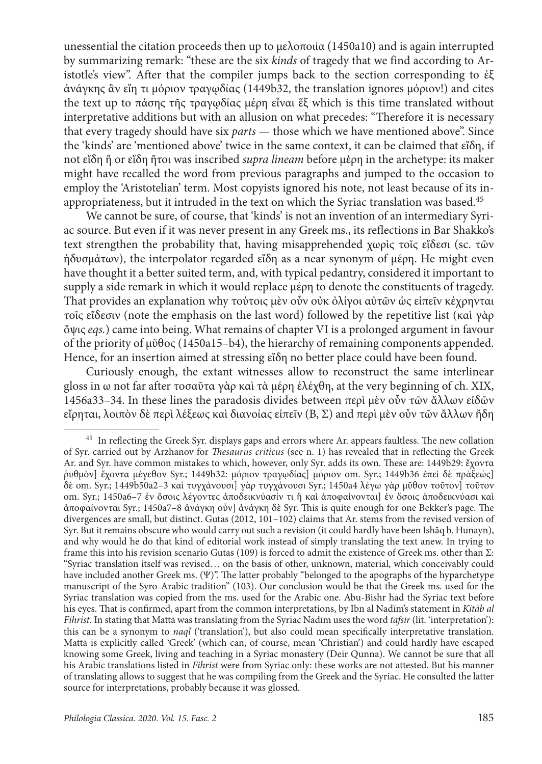unessential the citation proceeds then up to μελοποιία (1450a10) and is again interrupted by summarizing remark: "these are the six *kinds* of tragedy that we find according to Aristotle's view". After that the compiler jumps back to the section corresponding to ἐξ ἀνάγκης ἂν εἴη τι μόριον τραγῳδίας (1449b32, the translation ignores μόριον!) and cites the text up to πάσης τῆς τραγῳδίας μέρη εἶναι ἕξ which is this time translated without interpretative additions but with an allusion on what precedes: "Therefore it is necessary that every tragedy should have six *parts* — those which we have mentioned above". Since the 'kinds' are 'mentioned above' twice in the same context, it can be claimed that εἴδη, if not εἴδη ἢ or εἴδη ἤτοι was inscribed *supra lineam* before μέρη in the archetype: its maker might have recalled the word from previous paragraphs and jumped to the occasion to employ the 'Aristotelian' term. Most copyists ignored his note, not least because of its inappropriateness, but it intruded in the text on which the Syriac translation was based.[45]

We cannot be sure, of course, that 'kinds' is not an invention of an intermediary Syriac source. But even if it was never present in any Greek ms., its reflections in Bar Shakko's text strengthen the probability that, having misapprehended χωρὶς τοῖς εἴδεσι (sc. τῶν ἡδυσμάτων), the interpolator regarded εἴδη as a near synonym of μέρη. He might even have thought it a better suited term, and, with typical pedantry, considered it important to supply a side remark in which it would replace μέρη to denote the constituents of tragedy. That provides an explanation why τούτοις μὲν οὖν οὐκ ὀλίγοι αὐτῶν ὡς εἰπεῖν κέχρηνται τοῖς εἴδεσιν (note the emphasis on the last word) followed by the repetitive list (καὶ γὰρ ὄψις *eqs.*) came into being. What remains of chapter VI is a prolonged argument in favour of the priority of μῦθος (1450a15–b4), the hierarchy of remaining components appended. Hence, for an insertion aimed at stressing εἴδη no better place could have been found.

Curiously enough, the extant witnesses allow to reconstruct the same interlinear gloss in ω not far after τοσαῦτα γὰρ καὶ τὰ μέρη ἐλέχθη, at the very beginning of ch. XIX, 1456a33–34. In these lines the paradosis divides between περὶ μὲν οὖν τῶν ἄλλων εἰδῶν εἴρηται, λοιπὸν δὲ περὶ λέξεως καὶ διανοίας εἰπεῖν (B, Σ) and περὶ μὲν οὖν τῶν ἄλλων ἤδη

---

[45] In reflecting the Greek Syr. displays gaps and errors where Ar. appears faultless. The new collation of Syr. carried out by Arzhanov for *Thesaurus criticus* (see n. 1) has revealed that in reflecting the Greek Ar. and Syr. have common mistakes to which, however, only Syr. adds its own. These are: 1449b29: ἔχοντα ῥυθμὸν] ἔχοντα μέγεθον Syr.; 1449b32: μόριον τραγῳδίας] μόριον om. Syr.; 1449b36 ἐπεὶ δὲ πράξεώς] δὲ om. Syr.; 1449b50a2–3 καὶ τυγχάνουσι] γὰρ τυγχάνουσι Syr.; 1450a4 λέγω γὰρ μῦθον τοῦτον] τοῦτον om. Syr.; 1450a6–7 ἐν ὅσοις λέγοντες ἀποδεικνύασίν τι ἢ καὶ ἀποφαίνονται] ἐν ὅσοις ἀποδεικνύασι καὶ ἀποφαίνονται Syr.; 1450a7–8 ἀνάγκη οὖν] ἀνάγκη δὲ Syr. This is quite enough for one Bekker's page. The divergences are small, but distinct. Gutas (2012, 101–102) claims that Ar. stems from the revised version of Syr. But it remains obscure who would carry out such a revision (it could hardly have been Ishāq b. Hunayn), and why would he do that kind of editorial work instead of simply translating the text anew. In trying to frame this into his revision scenario Gutas (109) is forced to admit the existence of Greek ms. other than Σ: "Syriac translation itself was revised… on the basis of other, unknown, material, which conceivably could have included another Greek ms. (Ψ)". The latter probably "belonged to the apographs of the hyparchetype manuscript of the Syro-Arabic tradition" (103). Our conclusion would be that the Greek ms. used for the Syriac translation was copied from the ms. used for the Arabic one. Abu-Bishr had the Syriac text before his eyes. That is confirmed, apart from the common interpretations, by Ibn al Nadīm's statement in *Kitāb al Fihrist*. In stating that Mattā was translating from the Syriac Nadīm uses the word *tafsīr* (lit. 'interpretation'): this can be a synonym to *naql* ('translation'), but also could mean specifically interpretative translation. Mattā is explicitly called 'Greek' (which can, of course, mean 'Christian') and could hardly have escaped knowing some Greek, living and teaching in a Syriac monastery (Deir Qunna). We cannot be sure that all his Arabic translations listed in *Fihrist* were from Syriac only: these works are not attested. But his manner of translating allows to suggest that he was compiling from the Greek and the Syriac. He consulted the latter source for interpretations, probably because it was glossed.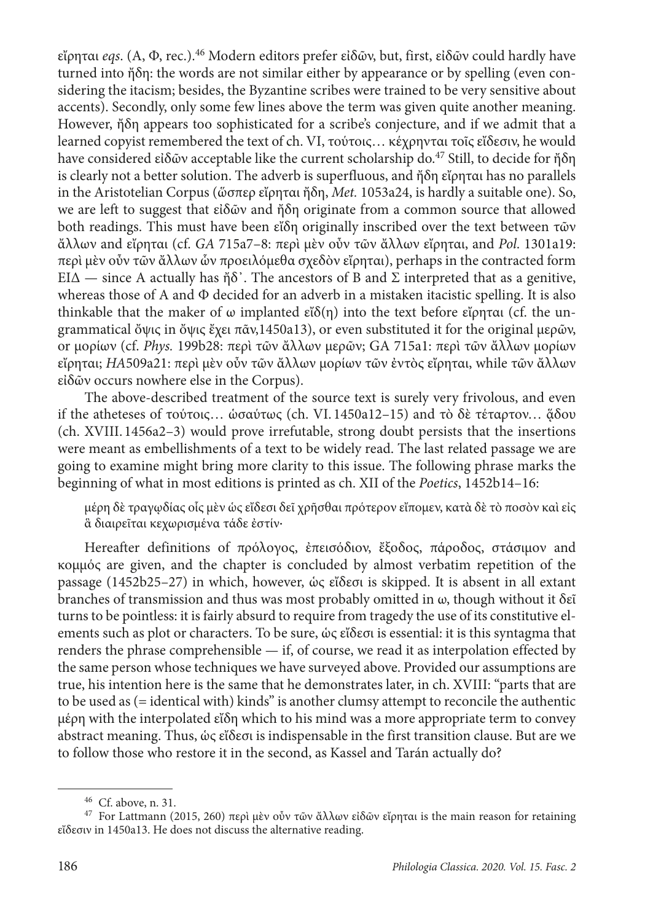εἴρηται *eqs.* (A, Φ, rec.).[46] Modern editors prefer εἰδῶν, but, first, εἰδῶν could hardly have turned into ἤδη: the words are not similar either by appearance or by spelling (even considering the itacism; besides, the Byzantine scribes were trained to be very sensitive about accents). Secondly, only some few lines above the term was given quite another meaning. However, ἤδη appears too sophisticated for a scribe's conjecture, and if we admit that a learned copyist remembered the text of ch. VI, τούτοις… κέχρηνται τοῖς εἴδεσιν, he would have considered εἰδῶν acceptable like the current scholarship do.[47] Still, to decide for ἤδη is clearly not a better solution. The adverb is superfluous, and ἤδη εἴρηται has no parallels in the Aristotelian Corpus (ὥσπερ εἴρηται ἤδη, *Met.* 1053a24, is hardly a suitable one). So, we are left to suggest that εἰδῶν and ἤδη originate from a common source that allowed both readings. This must have been εἴδη originally inscribed over the text between τῶν ἄλλων and εἴρηται (cf. *GA* 715a7–8: περὶ μὲν οὖν τῶν ἄλλων εἴρηται, and *Pol.* 1301a19: περὶ μὲν οὖν τῶν ἄλλων ὧν προειλόμεθα σχεδὸν εἴρηται), perhaps in the contracted form ΕΙΔ — since A actually has ἤδ᾽. The ancestors of B and Σ interpreted that as a genitive, whereas those of A and Φ decided for an adverb in a mistaken itacistic spelling. It is also thinkable that the maker of ω implanted εἴδ(η) into the text before εἴρηται (cf. the ungrammatical ὄψις in ὄψις ἔχει πᾶν,1450a13), or even substituted it for the original μερῶν, or μορίων (cf. *Phys.* 199b28: περὶ τῶν ἄλλων μερῶν; GA 715a1: περὶ τῶν ἄλλων μορίων εἴρηται; *HA*509a21: περὶ μὲν οὖν τῶν ἄλλων μορίων τῶν ἐντὸς εἴρηται, while τῶν ἄλλων εἰδῶν occurs nowhere else in the Corpus).

The above-described treatment of the source text is surely very frivolous, and even if the atheteses of τούτοις… ὡσαύτως (ch. VI. 1450a12–15) and τὸ δὲ τέταρτον… ᾄδου (ch. XVIII. 1456a2–3) would prove irrefutable, strong doubt persists that the insertions were meant as embellishments of a text to be widely read. The last related passage we are going to examine might bring more clarity to this issue. The following phrase marks the beginning of what in most editions is printed as ch. XII of the *Poetics*, 1452b14–16:

> μέρη δὲ τραγῳδίας οἷς μὲν ὡς εἴδεσι δεῖ χρῆσθαι πρότερον εἴπομεν, κατὰ δὲ τὸ ποσὸν καὶ εἰς ἃ διαιρεῖται κεχωρισμένα τάδε ἐστίν·

Hereafter definitions of πρόλογος, ἐπεισόδιον, ἔξοδος, πάροδος, στάσιμον and κομμός are given, and the chapter is concluded by almost verbatim repetition of the passage (1452b25–27) in which, however, ὡς εἴδεσι is skipped. It is absent in all extant branches of transmission and thus was most probably omitted in ω, though without it δεῖ turns to be pointless: it is fairly absurd to require from tragedy the use of its constitutive elements such as plot or characters. To be sure, ὡς εἴδεσι is essential: it is this syntagma that renders the phrase comprehensible — if, of course, we read it as interpolation effected by the same person whose techniques we have surveyed above. Provided our assumptions are true, his intention here is the same that he demonstrates later, in ch. XVIII: "parts that are to be used as (= identical with) kinds" is another clumsy attempt to reconcile the authentic μέρη with the interpolated εἴδη which to his mind was a more appropriate term to convey abstract meaning. Thus, ὡς εἴδεσι is indispensable in the first transition clause. But are we to follow those who restore it in the second, as Kassel and Tarán actually do?

---

[46] Cf. above, n. 31.

[47] For Lattmann (2015, 260) περὶ μὲν οὖν τῶν ἄλλων εἰδῶν εἴρηται is the main reason for retaining εἴδεσιν in 1450a13. He does not discuss the alternative reading.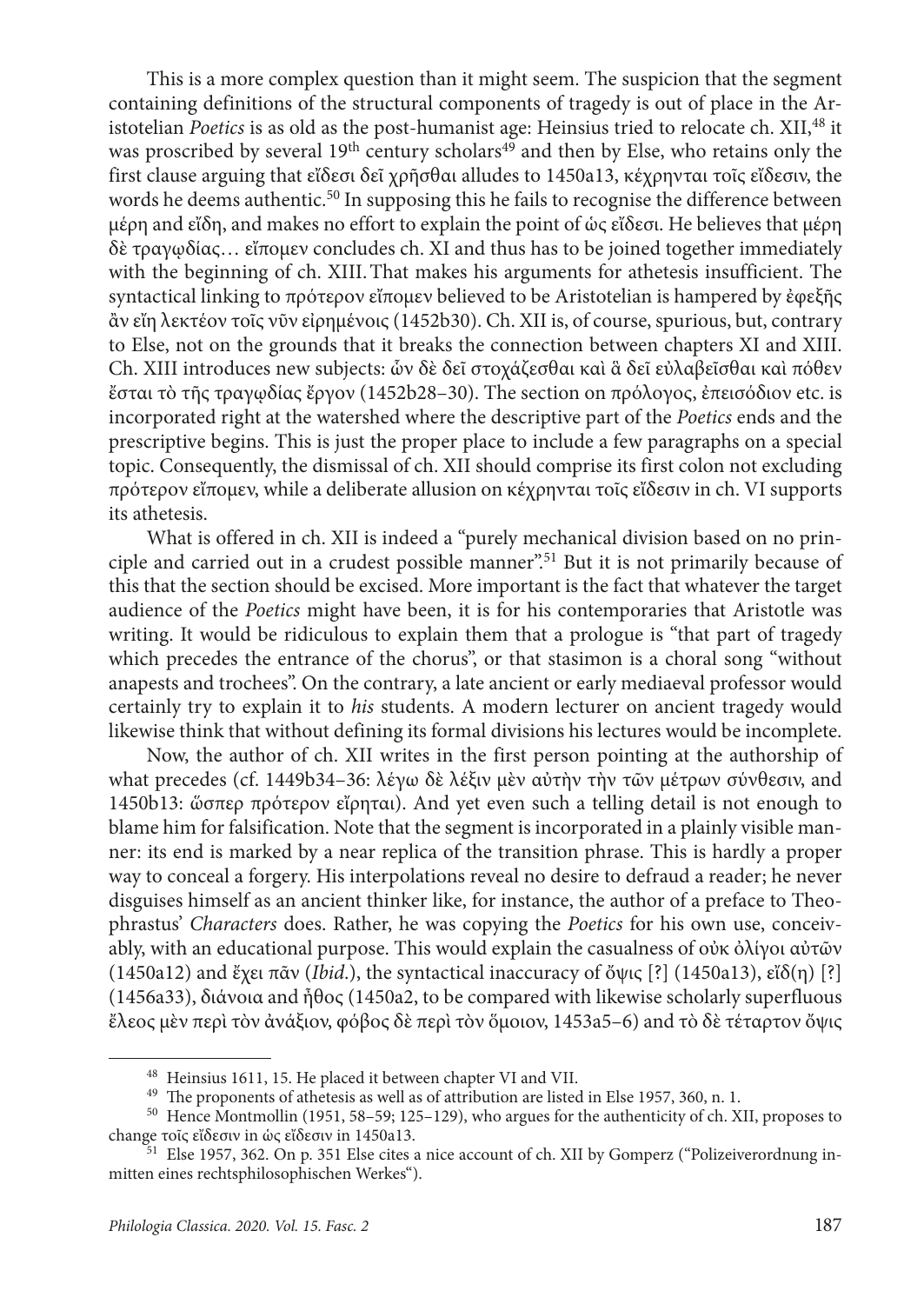This is a more complex question than it might seem. The suspicion that the segment containing definitions of the structural components of tragedy is out of place in the Aristotelian *Poetics* is as old as the post-humanist age: Heinsius tried to relocate ch. XII,[48] it was proscribed by several 19th century scholars[49] and then by Else, who retains only the first clause arguing that εἴδεσι δεῖ χρῆσθαι alludes to 1450a13, κέχρηνται τοῖς εἴδεσιν, the words he deems authentic.[50] In supposing this he fails to recognise the difference between μέρη and εἴδη, and makes no effort to explain the point of ὡς εἴδεσι. He believes that μέρη δὲ τραγῳδίας… εἴπομεν concludes ch. XI and thus has to be joined together immediately with the beginning of ch. XIII. That makes his arguments for athetesis insufficient. The syntactical linking to πρότερον εἴπομεν believed to be Aristotelian is hampered by ἐφεξῆς ἂν εἴη λεκτέον τοῖς νῦν εἰρημένοις (1452b30). Ch. XII is, of course, spurious, but, contrary to Else, not on the grounds that it breaks the connection between chapters XI and XIII. Ch. XIII introduces new subjects: ὧν δὲ δεῖ στοχάζεσθαι καὶ ἃ δεῖ εὐλαβεῖσθαι καὶ πόθεν ἔσται τὸ τῆς τραγῳδίας ἔργον (1452b28–30). The section on πρόλογος, ἐπεισόδιον etc. is incorporated right at the watershed where the descriptive part of the *Poetics* ends and the prescriptive begins. This is just the proper place to include a few paragraphs on a special topic. Consequently, the dismissal of ch. XII should comprise its first colon not excluding πρότερον εἴπομεν, while a deliberate allusion on κέχρηνται τοῖς εἴδεσιν in ch. VI supports its athetesis.

What is offered in ch. XII is indeed a "purely mechanical division based on no principle and carried out in a crudest possible manner".[51] But it is not primarily because of this that the section should be excised. More important is the fact that whatever the target audience of the *Poetics* might have been, it is for his contemporaries that Aristotle was writing. It would be ridiculous to explain them that a prologue is "that part of tragedy which precedes the entrance of the chorus", or that stasimon is a choral song "without anapests and trochees". On the contrary, a late ancient or early mediaeval professor would certainly try to explain it to *his* students. A modern lecturer on ancient tragedy would likewise think that without defining its formal divisions his lectures would be incomplete.

Now, the author of ch. XII writes in the first person pointing at the authorship of what precedes (cf. 1449b34–36: λέγω δὲ λέξιν μὲν αὐτὴν τὴν τῶν μέτρων σύνθεσιν, and 1450b13: ὥσπερ πρότερον εἴρηται). And yet even such a telling detail is not enough to blame him for falsification. Note that the segment is incorporated in a plainly visible manner: its end is marked by a near replica of the transition phrase. This is hardly a proper way to conceal a forgery. His interpolations reveal no desire to defraud a reader; he never disguises himself as an ancient thinker like, for instance, the author of a preface to Theophrastus' *Characters* does. Rather, he was copying the *Poetics* for his own use, conceivably, with an educational purpose. This would explain the casualness of οὐκ ὀλίγοι αὐτῶν (1450a12) and ἔχει πᾶν (*Ibid.*), the syntactical inaccuracy of ὄψις [?] (1450a13), εἴδ(η) [?] (1456a33), διάνοια and ἦθος (1450a2, to be compared with likewise scholarly superfluous ἔλεος μὲν περὶ τὸν ἀνάξιον, φόβος δὲ περὶ τὸν ὅμοιον, 1453a5–6) and τὸ δὲ τέταρτον ὄψις

---

[48] Heinsius 1611, 15. He placed it between chapter VI and VII.

[49] The proponents of athetesis as well as of attribution are listed in Else 1957, 360, n. 1.

[50] Hence Montmollin (1951, 58–59; 125–129), who argues for the authenticity of ch. XII, proposes to change τοῖς εἴδεσιν in ὡς εἴδεσιν in 1450a13.

[51] Else 1957, 362. On p. 351 Else cites a nice account of ch. XII by Gomperz ("Polizeiverordnung inmitten eines rechtsphilosophischen Werkes").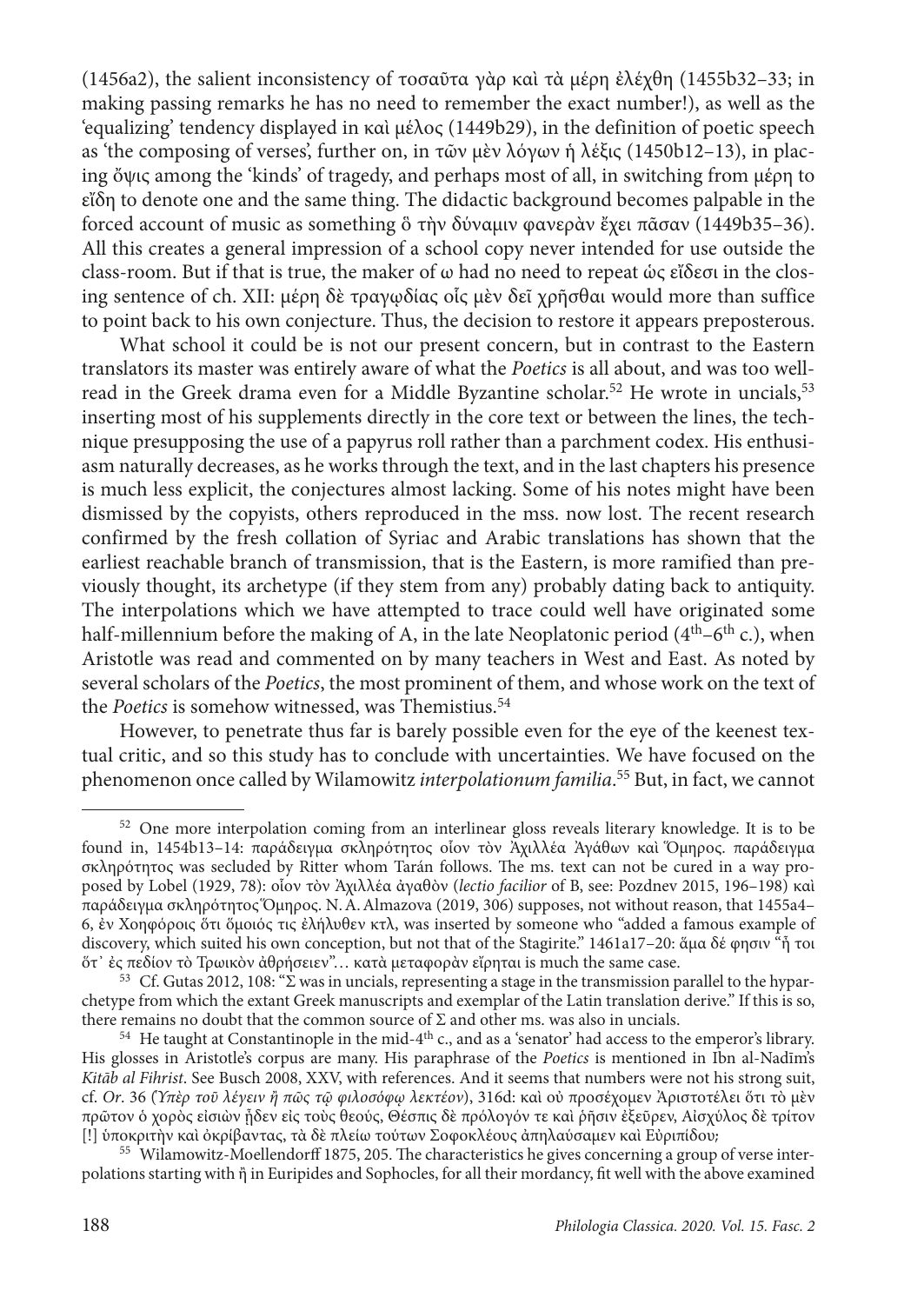(1456a2), the salient inconsistency of τοσαῦτα γὰρ καὶ τὰ μέρη ἐλέχθη (1455b32–33; in making passing remarks he has no need to remember the exact number!), as well as the 'equalizing' tendency displayed in καὶ μέλος (1449b29), in the definition of poetic speech as 'the composing of verses', further on, in τῶν μὲν λόγων ἡ λέξις (1450b12–13), in placing ὄψις among the 'kinds' of tragedy, and perhaps most of all, in switching from μέρη to εἴδη to denote one and the same thing. The didactic background becomes palpable in the forced account of music as something ὃ τὴν δύναμιν φανερὰν ἔχει πᾶσαν (1449b35–36). All this creates a general impression of a school copy never intended for use outside the class-room. But if that is true, the maker of ω had no need to repeat ὡς εἴδεσι in the closing sentence of ch. XII: μέρη δὲ τραγῳδίας οἷς μὲν δεῖ χρῆσθαι would more than suffice to point back to his own conjecture. Thus, the decision to restore it appears preposterous.

What school it could be is not our present concern, but in contrast to the Eastern translators its master was entirely aware of what the *Poetics* is all about, and was too well-read in the Greek drama even for a Middle Byzantine scholar.[52] He wrote in uncials,[53] inserting most of his supplements directly in the core text or between the lines, the technique presupposing the use of a papyrus roll rather than a parchment codex. His enthusiasm naturally decreases, as he works through the text, and in the last chapters his presence is much less explicit, the conjectures almost lacking. Some of his notes might have been dismissed by the copyists, others reproduced in the mss. now lost. The recent research confirmed by the fresh collation of Syriac and Arabic translations has shown that the earliest reachable branch of transmission, that is the Eastern, is more ramified than previously thought, its archetype (if they stem from any) probably dating back to antiquity. The interpolations which we have attempted to trace could well have originated some half-millennium before the making of A, in the late Neoplatonic period (4th–6th c.), when Aristotle was read and commented on by many teachers in West and East. As noted by several scholars of the *Poetics*, the most prominent of them, and whose work on the text of the *Poetics* is somehow witnessed, was Themistius.[54]

However, to penetrate thus far is barely possible even for the eye of the keenest textual critic, and so this study has to conclude with uncertainties. We have focused on the phenomenon once called by Wilamowitz *interpolationum familia*.[55] But, in fact, we cannot

---

[52] One more interpolation coming from an interlinear gloss reveals literary knowledge. It is to be found in, 1454b13–14: παράδειγμα σκληρότητος οἷον τὸν Ἀχιλλέα Ἀγάθων καὶ Ὅμηρος. παράδειγμα σκληρότητος was secluded by Ritter whom Tarán follows. The ms. text can not be cured in a way proposed by Lobel (1929, 78): οἷον τὸν Ἀχιλλέα ἀγαθὸν (*lectio facilior* of B, see: Pozdnev 2015, 196–198) καὶ παράδειγμα σκληρότητος Ὅμηρος. N. A. Almazova (2019, 306) supposes, not without reason, that 1455a4–6, ἐν Χοηφόροις ὅτι ὅμοιός τις ἐλήλυθεν κτλ, was inserted by someone who "added a famous example of discovery, which suited his own conception, but not that of the Stagirite." 1461a17–20: ἅμα δέ φησιν "ἤ τοι ὅτ᾽ ἐς πεδίον τὸ Τρωικὸν ἀθρήσειεν"… κατὰ μεταφορὰν εἴρηται is much the same case.

[53] Cf. Gutas 2012, 108: "Σ was in uncials, representing a stage in the transmission parallel to the hyparchetype from which the extant Greek manuscripts and exemplar of the Latin translation derive." If this is so, there remains no doubt that the common source of Σ and other ms. was also in uncials.

[54] He taught at Constantinople in the mid-4th c., and as a 'senator' had access to the emperor's library. His glosses in Aristotle's corpus are many. His paraphrase of the *Poetics* is mentioned in Ibn al-Nadīm's *Kitāb al Fihrist*. See Busch 2008, XXV, with references. And it seems that numbers were not his strong suit, cf. *Or*. 36 (*Ὑπὲρ τοῦ λέγειν ἢ πῶς τῷ φιλοσόφῳ λεκτέον*), 316d: καὶ οὐ προσέχομεν Ἀριστοτέλει ὅτι τὸ μὲν πρῶτον ὁ χορὸς εἰσιὼν ᾖδεν εἰς τοὺς θεούς, Θέσπις δὲ πρόλογόν τε καὶ ῥῆσιν ἐξεῦρεν, Αἰσχύλος δὲ τρίτον [!] ὑποκριτὴν καὶ ὀκρίβαντας, τὰ δὲ πλείω τούτων Σοφοκλέους ἀπηλαύσαμεν καὶ Εὐριπίδου;

[55] Wilamowitz-Moellendorff 1875, 205. The characteristics he gives concerning a group of verse interpolations starting with ἤ in Euripides and Sophocles, for all their mordancy, fit well with the above examined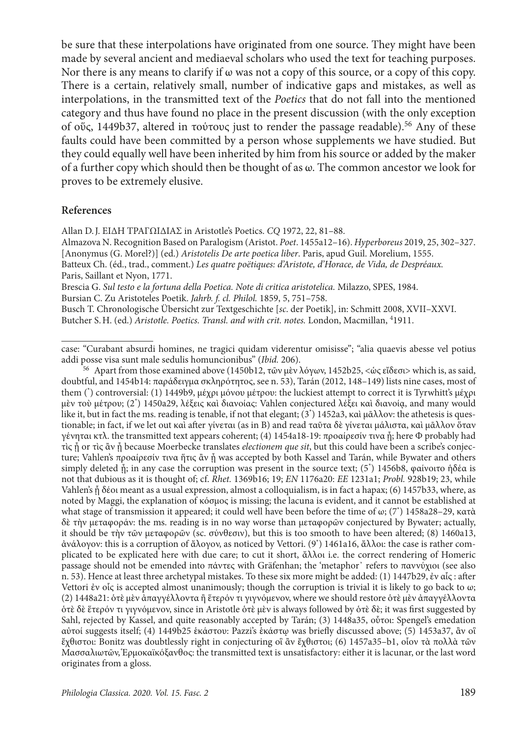be sure that these interpolations have originated from one source. They might have been made by several ancient and mediaeval scholars who used the text for teaching purposes. Nor there is any means to clarify if ω was not a copy of this source, or a copy of this copy. There is a certain, relatively small, number of indicative gaps and mistakes, as well as interpolations, in the transmitted text of the *Poetics* that do not fall into the mentioned category and thus have found no place in the present discussion (with the only exception of οὕς, 1449b37, altered in τούτους just to render the passage readable).[56] Any of these faults could have been committed by a person whose supplements we have studied. But they could equally well have been inherited by him from his source or added by the maker of a further copy which should then be thought of as ω. The common ancestor we look for proves to be extremely elusive.

## References

Allan D. J. ΕΙΔΗ ΤΡΑΓΩΙΔΙΑΣ in Aristotle's Poetics. *CQ* 1972, 22, 81–88.

Almazova N. Recognition Based on Paralogism (Aristot. *Poet*. 1455a12–16). *Hyperboreus* 2019, 25, 302–327.

[Anonymus (G. Morel?)] (ed.) *Aristotelis De arte poetica liber*. Paris, apud Guil. Morelium, 1555.

Batteux Ch. (éd., trad., comment.) *Les quatre poëtiques: d'Aristote, d'Horace, de Vida, de Despréaux.* Paris, Saillant et Nyon, 1771.

Brescia G. *Sul testo e la fortuna della Poetica. Note di critica aristotelica.* Milazzo, SPES, 1984.

Bursian C. Zu Aristoteles Poetik. *Jahrb. f. cl. Philol.* 1859, 5, 751–758.

Busch T. Chronologische Übersicht zur Textgeschichte [*sc*. der Poetik], in: Schmitt 2008, XVII–XXVI.

Butcher S. H. (ed.) *Aristotle. Poetics. Transl. and with crit. notes.* London, Macmillan, [4]1911.

---

case: "Curabant absurdi homines, ne tragici quidam viderentur omisisse"; "alia quaevis abesse vel potius addi posse visa sunt male sedulis homuncionibus" (*Ibid.* 206).

[56] Apart from those examined above (1450b12, τῶν μὲν λόγων, 1452b25, <ὡς εἴδεσι> which is, as said, doubtful, and 1454b14: παράδειγμα σκληρότητος, see n. 53), Tarán (2012, 148–149) lists nine cases, most of them (*) controversial: (1) 1449b9, μέχρι μόνου μέτρου: the luckiest attempt to correct it is Tyrwhitt's μέχρι μὲν τοῦ μέτρου; (2*) 1450a29, λέξεις καὶ διανοίας: Vahlen conjectured λέξει καὶ διανοίᾳ, and many would like it, but in fact the ms. reading is tenable, if not that elegant; (3*) 1452a3, καὶ μᾶλλον: the athetesis is questionable; in fact, if we let out καὶ after γίνεται (as in B) and read ταῦτα δὲ γίνεται μάλιστα, καὶ μᾶλλον ὅταν γένηται κτλ. the transmitted text appears coherent; (4) 1454a18-19: προαίρεσίν τινα ᾖ; here Φ probably had τὶς ᾖ or τὶς ἂν ᾖ because Moerbecke translates *electionem que sit*, but this could have been a scribe's conjecture; Vahlen's προαίρεσίν τινα ἥτις ἂν ᾖ was accepted by both Kassel and Tarán, while Bywater and others simply deleted ᾖ; in any case the corruption was present in the source text; (5*) 1456b8, φαίνοιτο ἡδέα is not that dubious as it is thought of; cf. *Rhet.* 1369b16; 19; *EN* 1176a20: *EE* 1231a1; *Probl.* 928b19; 23, while Vahlen's ᾗ δέοι meant as a usual expression, almost a colloquialism, is in fact a hapax; (6) 1457b33, where, as noted by Maggi, the explanation of κόσμος is missing; the lacuna is evident, and it cannot be established at what stage of transmission it appeared; it could well have been before the time of ω; (7*) 1458a28–29, κατὰ δὲ τὴν μεταφοράν: the ms. reading is in no way worse than μεταφορῶν conjectured by Bywater; actually, it should be τὴν τῶν μεταφορῶν (sc. σύνθεσιν), but this is too smooth to have been altered; (8) 1460a13, ἀνάλογον: this is a corruption of ἄλογον, as noticed by Vettori. (9*) 1461a16, ἄλλοι: the case is rather complicated to be explicated here with due care; to cut it short, ἄλλοι i.e. the correct rendering of Homeric passage should not be emended into πάντες with Gräfenhan; the 'metaphor' refers to παννύχιοι (see also n. 53). Hence at least three archetypal mistakes. To these six more might be added: (1) 1447b29, ἐν αἷς : after Vettori ἐν οἷς is accepted almost unanimously; though the corruption is trivial it is likely to go back to ω; (2) 1448a21: ὁτὲ μὲν ἀπαγγέλλοντα ἢ ἕτερόν τι γιγνόμενον, where we should restore ὁτὲ μὲν ἀπαγγέλλοντα ὁτὲ δὲ ἕτερόν τι γιγνόμενον, since in Aristotle ὁτὲ μὲν is always followed by ὁτὲ δὲ; it was first suggested by Sahl, rejected by Kassel, and quite reasonably accepted by Tarán; (3) 1448a35, οὗτοι: Spengel's emedation αὐτοί suggests itself; (4) 1449b25 ἑκάστου: Pazzi's ἑκάστῳ was briefly discussed above; (5) 1453a37, ἂν οἱ ἔχθιστοι: Bonitz was doubtlessly right in conjecturing οἳ ἂν ἔχθιστοι; (6) 1457a35–b1, οἷον τὰ πολλὰ τῶν Μασσαλιωτῶν, Ἑρμοκαϊκόξανθος: the transmitted text is unsatisfactory: either it is lacunar, or the last word originates from a gloss.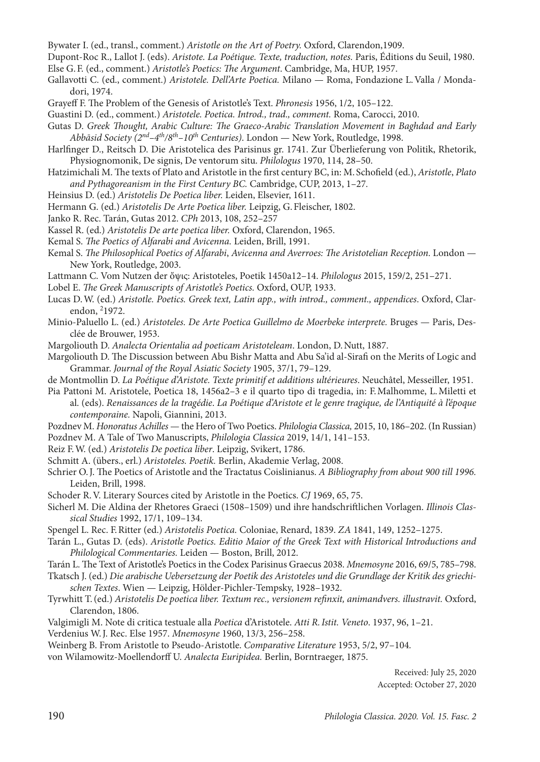Bywater I. (ed., transl., comment.) *Aristotle on the Art of Poetry.* Oxford, Clarendon,1909.

Dupont-Roc R., Lallot J. (eds). *Aristote. La Poétique. Texte, traduction, notes.* Paris, Éditions du Seuil, 1980.

Else G. F. (ed., comment.) *Aristotle's Poetics: The Argument*. Cambridge, Ma, HUP, 1957.

Gallavotti C. (ed., comment.) *Aristotele. Dell'Arte Poetica.* Milano — Roma, Fondazione L. Valla / Mondadori, 1974.

Grayeff F. The Problem of the Genesis of Aristotle's Text. *Phronesis* 1956, 1/2, 105–122.

Guastini D. (ed., comment.) *Aristotele. Poetica. Introd., trad., comment.* Roma, Carocci, 2010.

Gutas D. *Greek Thought, Arabic Culture: The Graeco-Arabic Translation Movement in Baghdad and Early Abbāsid Society (2nd–4th/8th–10th Centuries).* London — New York, Routledge, 1998.

Harlfinger D., Reitsch D. Die Aristotelica des Parisinus gr. 1741. Zur Überlieferung von Politik, Rhetorik, Physiognomonik, De signis, De ventorum situ. *Philologus* 1970, 114, 28–50.

Hatzimichali M. The texts of Plato and Aristotle in the first century BC, in: M. Schofield (ed.), *Aristotle, Plato and Pythagoreanism in the First Century BC.* Cambridge, CUP, 2013, 1–27.

Heinsius D. (ed.) *Aristotelis De Poetica liber.* Leiden, Elsevier, 1611.

Hermann G. (ed.) *Aristotelis De Arte Poetica liber.* Leipzig, G. Fleischer, 1802.

Janko R. Rec. Tarán, Gutas 2012. *CPh* 2013, 108, 252–257

Kassel R. (ed.) *Aristotelis De arte poetica liber.* Oxford, Clarendon, 1965.

Kemal S. *The Poetics of Alfarabi and Avicenna.* Leiden, Brill, 1991.

Kemal S. *The Philosophical Poetics of Alfarabi, Avicenna and Averroes: The Aristotelian Reception.* London — New York, Routledge, 2003.

Lattmann C. Vom Nutzen der ὄψις: Aristoteles, Poetik 1450a12–14. *Philologus* 2015, 159/2, 251–271.

Lobel E. *The Greek Manuscripts of Aristotle's Poetics.* Oxford, OUP, 1933.

Lucas D. W. (ed.) *Aristotle. Poetics. Greek text, Latin app., with introd., comment., appendices.* Oxford, Clarendon, [2]1972.

Minio-Paluello L. (ed.) *Aristoteles. De Arte Poetica Guillelmo de Moerbeke interprete.* Bruges — Paris, Desclée de Brouwer, 1953.

Margoliouth D. *Analecta Orientalia ad poeticam Aristoteleam*. London, D. Nutt, 1887.

Margoliouth D. The Discussion between Abu Bishr Matta and Abu Sa'id al-Sirafi on the Merits of Logic and Grammar. *Journal of the Royal Asiatic Society* 1905, 37/1, 79–129.

de Montmollin D. *La Poétique d'Aristote. Texte primitif et additions ultérieures*. Neuchâtel, Messeiller, 1951.

Pia Pattoni M. Aristotele, Poetica 18, 1456a2–3 e il quarto tipo di tragedia, in: F. Malhomme, L. Miletti et al. (eds). *Renaissances de la tragédie. La Poétique d'Aristote et le genre tragique, de l'Antiquité à l'époque contemporaine.* Napoli, Giannini, 2013.

Pozdnev M. *Honoratus Achilles* — the Hero of Two Poetics. *Philologia Classica,* 2015, 10, 186–202. (In Russian)

Pozdnev M. A Tale of Two Manuscripts, *Philologia Classica* 2019, 14/1, 141–153.

Reiz F. W. (ed.) *Aristotelis De poetica liber*. Leipzig, Svikert, 1786.

Schmitt A. (übers., erl.) *Aristoteles. Poetik.* Berlin, Akademie Verlag, 2008.

Schrier O. J. The Poetics of Aristotle and the Tractatus Coislinianus. *A Bibliography from about 900 till 1996.* Leiden, Brill, 1998.

Schoder R. V. Literary Sources cited by Aristotle in the Poetics. *CJ* 1969, 65, 75.

Sicherl M. Die Aldina der Rhetores Graeci (1508–1509) und ihre handschriftlichen Vorlagen. *Illinois Classical Studies* 1992, 17/1, 109–134.

Spengel L. Rec. F. Ritter (ed.) *Aristotelis Poetica.* Coloniae, Renard, 1839. *ZA* 1841, 149, 1252–1275.

Tarán L., Gutas D. (eds). *Aristotle Poetics. Editio Maior of the Greek Text with Historical Introductions and Philological Commentaries.* Leiden — Boston, Brill, 2012.

Tarán L. The Text of Aristotle's Poetics in the Codex Parisinus Graecus 2038. *Mnemosyne* 2016, 69/5, 785–798.

Tkatsch J. (ed.) *Die arabische Uebersetzung der Poetik des Aristoteles und die Grundlage der Kritik des griechischen Textes*. Wien — Leipzig, Hölder-Pichler-Tempsky, 1928–1932.

Tyrwhitt T. (ed.) *Aristotelis De poetica liber. Textum rec., versionem refinxit, animandvers. illustravit.* Oxford, Clarendon, 1806.

Valgimigli M. Note di critica testuale alla *Poetica* d'Aristotele. *Atti R. Istit. Veneto*. 1937, 96, 1–21.

Verdenius W. J. Rec. Else 1957. *Mnemosyne* 1960, 13/3, 256–258.

Weinberg B. From Aristotle to Pseudo-Aristotle. *Comparative Literature* 1953, 5/2, 97–104.

von Wilamowitz-Moellendorff U. *Analecta Euripidea.* Berlin, Borntraeger, 1875.

Received: July 25, 2020
Accepted: October 27, 2020